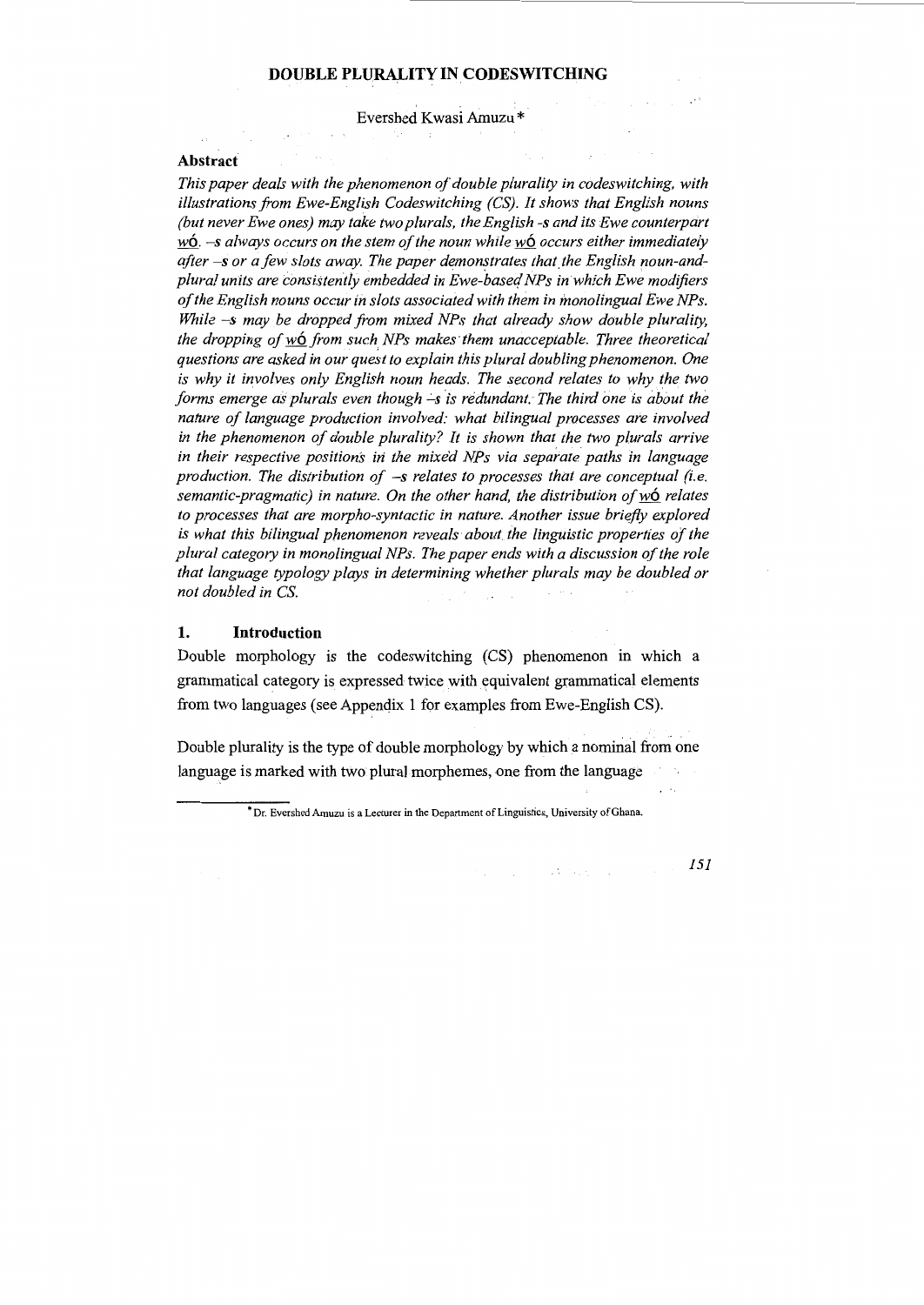# DOUBLE PLURALITY IN CODESWITCHING

Evershed Kwasi Amuzu*

## Abstract

*This paper deals with the phenomenon of double plurality in codeswitching, with illustrations from Ewe-English Codeswitching (CS). It shows that English nouns (but never Ewe ones) may take two plurals, the English -s and its Ewe counterpart wó. –s always occurs on the stem of the noun while wó occurs either immediately after –s or a few slots away. The paper demonstrates that the English noun-and-plural units are consistently embedded in Ewe-based NPs in which Ewe modifiers of the English nouns occur in slots associated with them in monolingual Ewe NPs. While –s may be dropped from mixed NPs that already show double plurality, the dropping of wó from such NPs makes them unacceptable. Three theoretical questions are asked in our quest to explain this plural doubling phenomenon. One is why it involves only English noun heads. The second relates to why the two forms emerge as plurals even though –s is redundant. The third one is about the nature of language production involved: what bilingual processes are involved in the phenomenon of double plurality? It is shown that the two plurals arrive in their respective positions in the mixed NPs via separate paths in language production. The distribution of –s relates to processes that are conceptual (i.e. semantic-pragmatic) in nature. On the other hand, the distribution of wó relates to processes that are morpho-syntactic in nature. Another issue briefly explored is what this bilingual phenomenon reveals about the linguistic properties of the plural category in monolingual NPs. The paper ends with a discussion of the role that language typology plays in determining whether plurals may be doubled or not doubled in CS.*

## 1. Introduction

Double morphology is the codeswitching (CS) phenomenon in which a grammatical category is expressed twice with equivalent grammatical elements from two languages (see Appendix 1 for examples from Ewe-English CS).

Double plurality is the type of double morphology by which a nominal from one language is marked with two plural morphemes, one from the language

---

* Dr. Evershed Amuzu is a Lecturer in the Department of Linguistics, University of Ghana.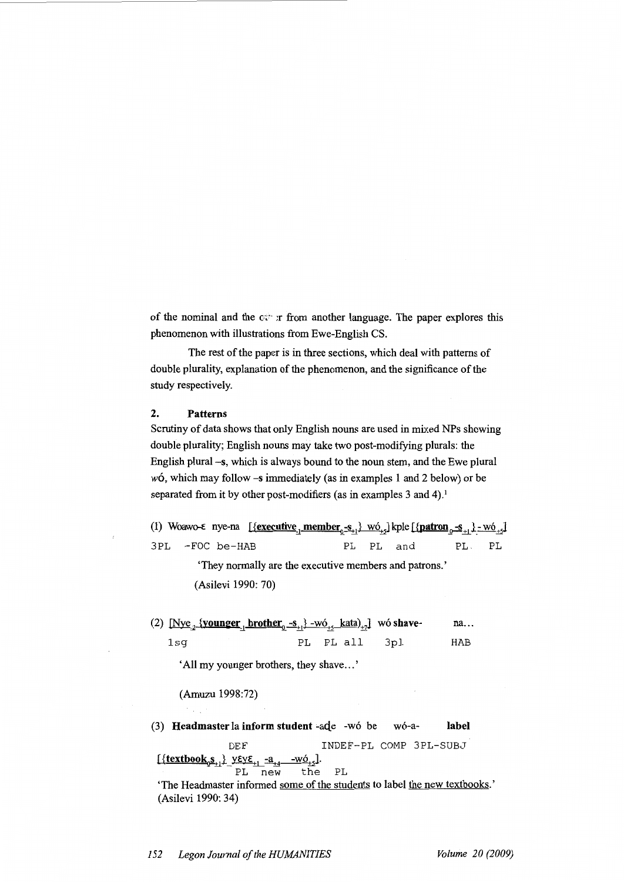of the nominal and the c.. .r from another language. The paper explores this phenomenon with illustrations from Ewe-English CS.

The rest of the paper is in three sections, which deal with patterns of double plurality, explanation of the phenomenon, and the significance of the study respectively.

## 2. Patterns

Scrutiny of data shows that only English nouns are used in mixed NPs showing double plurality; English nouns may take two post-modifying plurals: the English plural –s, which is always bound to the noun stem, and the Ewe plural *wó*, which may follow –s immediately (as in examples 1 and 2 below) or be separated from it by other post-modifiers (as in examples 3 and 4).[1]

(1) Woawo-ɛ nye-na [{**executive**$_{-1}$ **member**$_{0}$-s$_{+1}$} wó$_{+5}$] kple [{**patron**$_{0}$-s$_{+1}$} -wó$_{+5}$]
3PL -FOC be-HAB PL PL and PL PL

'They normally are the executive members and patrons.'

(Asilevi 1990: 70)

(2) [Nye$_{-2}$ {**younger**$_{-1}$ **brother**$_{0}$ -s$_{+1}$} -wó$_{+5}$ kata)$_{+7}$] wó **shave**- na...
1sg PL PL all 3pl HAB

'All my younger brothers, they shave...'

(Amuzu 1998:72)

(3) **Headmaster** la **inform student** -aɖe -wó be wó-a- **label**
DEF INDEF-PL COMP 3PL-SUBJ
[{**textbook**$_{0}$**s**$_{+1}$} yɛyɛ$_{+1}$ -a$_{+4}$ -wó$_{+5}$].
PL new the PL

'The Headmaster informed <u>some of the students</u> to label <u>the new textbooks</u>.' (Asilevi 1990: 34)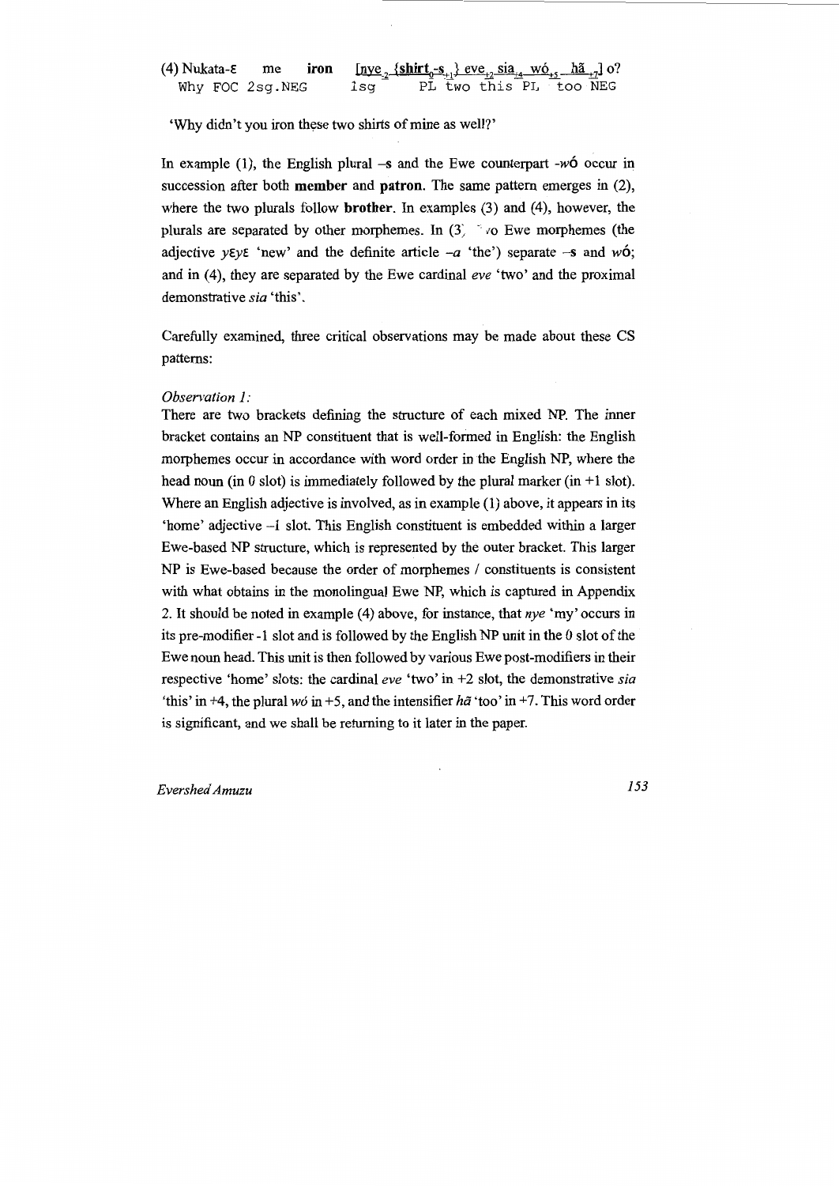(4) Nukata-ɛ me **iron** [nye$_{-2}$ {**shirt**$_0$-**s**$_{+1}$} eve$_{+2}$ sia$_{+4}$ wó$_{+5}$ hã$_{+7}$] o?
Why FOC 2sg.NEG 1sg PL two this PL too NEG

'Why didn't you iron these two shirts of mine as well?'

In example (1), the English plural –**s** and the Ewe counterpart -*wó* occur in succession after both **member** and **patron**. The same pattern emerges in (2), where the two plurals follow **brother**. In examples (3) and (4), however, the plurals are separated by other morphemes. In (3) two Ewe morphemes (the adjective *yɛyɛ* 'new' and the definite article –*a* 'the') separate –**s** and *wó*; and in (4), they are separated by the Ewe cardinal *eve* 'two' and the proximal demonstrative *sia* 'this'.

Carefully examined, three critical observations may be made about these CS patterns:

*Observation 1:*
There are two brackets defining the structure of each mixed NP. The inner bracket contains an NP constituent that is well-formed in English: the English morphemes occur in accordance with word order in the English NP, where the head noun (in 0 slot) is immediately followed by the plural marker (in +1 slot). Where an English adjective is involved, as in example (1) above, it appears in its 'home' adjective –1 slot. This English constituent is embedded within a larger Ewe-based NP structure, which is represented by the outer bracket. This larger NP is Ewe-based because the order of morphemes / constituents is consistent with what obtains in the monolingual Ewe NP, which is captured in Appendix 2. It should be noted in example (4) above, for instance, that *nye* 'my' occurs in its pre-modifier -1 slot and is followed by the English NP unit in the 0 slot of the Ewe noun head. This unit is then followed by various Ewe post-modifiers in their respective 'home' slots: the cardinal *eve* 'two' in +2 slot, the demonstrative *sia* 'this' in +4, the plural *wó* in +5, and the intensifier *hã* 'too' in +7. This word order is significant, and we shall be returning to it later in the paper.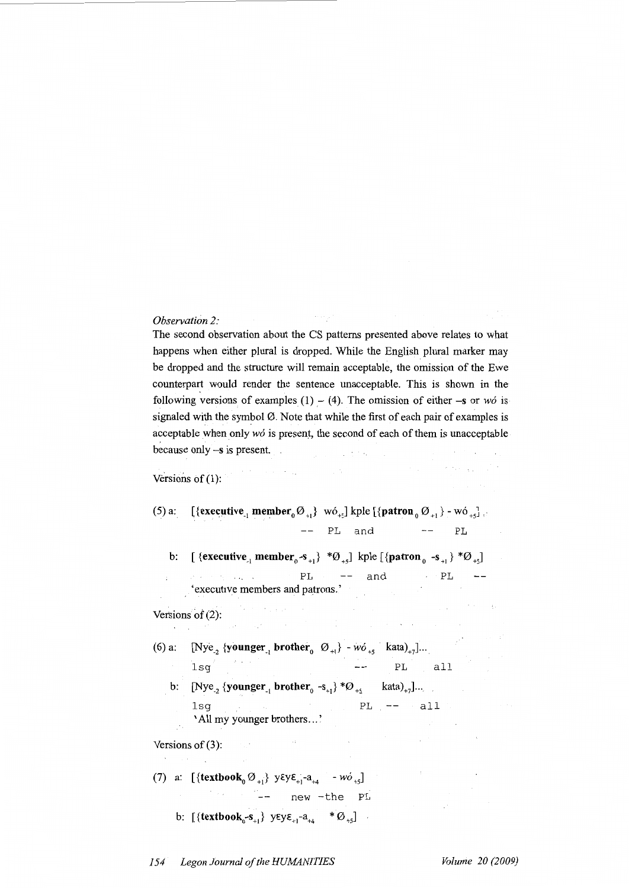*Observation 2:*

The second observation about the CS patterns presented above relates to what happens when either plural is dropped. While the English plural marker may be dropped and the structure will remain acceptable, the omission of the Ewe counterpart would render the sentence unacceptable. This is shown in the following versions of examples (1) – (4). The omission of either **–s** or *wó* is signaled with the symbol Ø. Note that while the first of each pair of examples is acceptable when only *wó* is present, the second of each of them is unacceptable because only **–s** is present.

Versions of (1):

(5) a: [{**executive**$_{-1}$ **member**$_{0}$ Ø$_{+1}$} wó$_{+5}$] kple [{**patron**$_{0}$ Ø$_{+1}$} - wó$_{+5}$]

  -- PL and -- PL

  b: [ {**executive**$_{-1}$ **member**$_{0}$-**s**$_{+1}$} *Ø$_{+5}$] kple [{**patron**$_{0}$ -**s**$_{+1}$} *Ø$_{+5}$]

  PL -- and PL --

  'executive members and patrons.'

Versions of (2):

(6) a: [Nye$_{-2}$ {**younger**$_{-1}$ **brother**$_{0}$ Ø$_{+1}$} - *wó*$_{+5}$ kata)$_{+7}$]...

  1sg -- PL all

  b: [Nye$_{-2}$ {**younger**$_{-1}$ **brother**$_{0}$ -s$_{+1}$} *Ø$_{+5}$ kata)$_{+7}$]...

  1sg PL -- all

  'All my younger brothers...'

Versions of (3):

(7) a: [{**textbook**$_{0}$ Ø$_{+1}$} yɛyɛ$_{+1}$-a$_{+4}$ - *wó*$_{+5}$]

  -- new -the PL

  b: [{**textbook**$_{0}$-**s**$_{+1}$} yɛyɛ$_{+1}$-a$_{+4}$ *Ø$_{+5}$]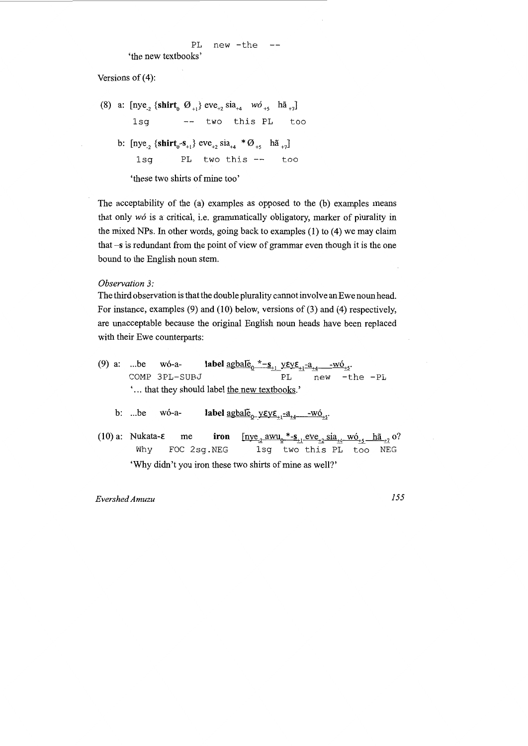```
PL   new -the   --
```
'the new textbooks'

Versions of (4):

(8) a: [nye$_{-2}$ {**shirt**$_0$ Ø$_{+1}$} eve$_{+2}$ sia$_{+4}$ *wó*$_{+5}$ hã$_{+7}$]

```
1sg        --   two  this PL    too
```

b: [nye$_{-2}$ {**shirt**$_0$-**s**$_{+1}$} eve$_{+2}$ sia$_{+4}$ *Ø$_{+5}$ hã$_{+7}$]

```
1sg       PL  two this --    too
```

'these two shirts of mine too'

The acceptability of the (a) examples as opposed to the (b) examples means that only *wó* is a critical, i.e. grammatically obligatory, marker of plurality in the mixed NPs. In other words, going back to examples (1) to (4) we may claim that –**s** is redundant from the point of view of grammar even though it is the one bound to the English noun stem.

*Observation 3:*

The third observation is that the double plurality cannot involve an Ewe noun head. For instance, examples (9) and (10) below, versions of (3) and (4) respectively, are unacceptable because the original English noun heads have been replaced with their Ewe counterparts:

(9) a: ...be wó-a- **label** <u>agbalẽ$_0$ *–**s**$_{+1}$ yɛyɛ$_{+1}$-a$_{+4}$ -wó$_{+5}$</u>.

```
COMP 3PL-SUBJ              PL    new  -the -PL
```

'... that they should label <u>the new textbooks</u>.'

b: ...be wó-a- **label** <u>agbalẽ$_0$ yɛyɛ$_{+1}$-a$_{+4}$ -wó$_{+5}$</u>.

(10) a: Nukata-ɛ me **iron** <u>[nye$_{-2}$ awu$_0$ *-**s**$_{+1}$ eve$_{+2}$ sia$_{+4}$ wó$_{+5}$ hã$_{+7}$</u> o?

```
Why   FOC 2sg.NEG      1sg  two this PL  too  NEG
```

'Why didn't you iron these two shirts of mine as well?'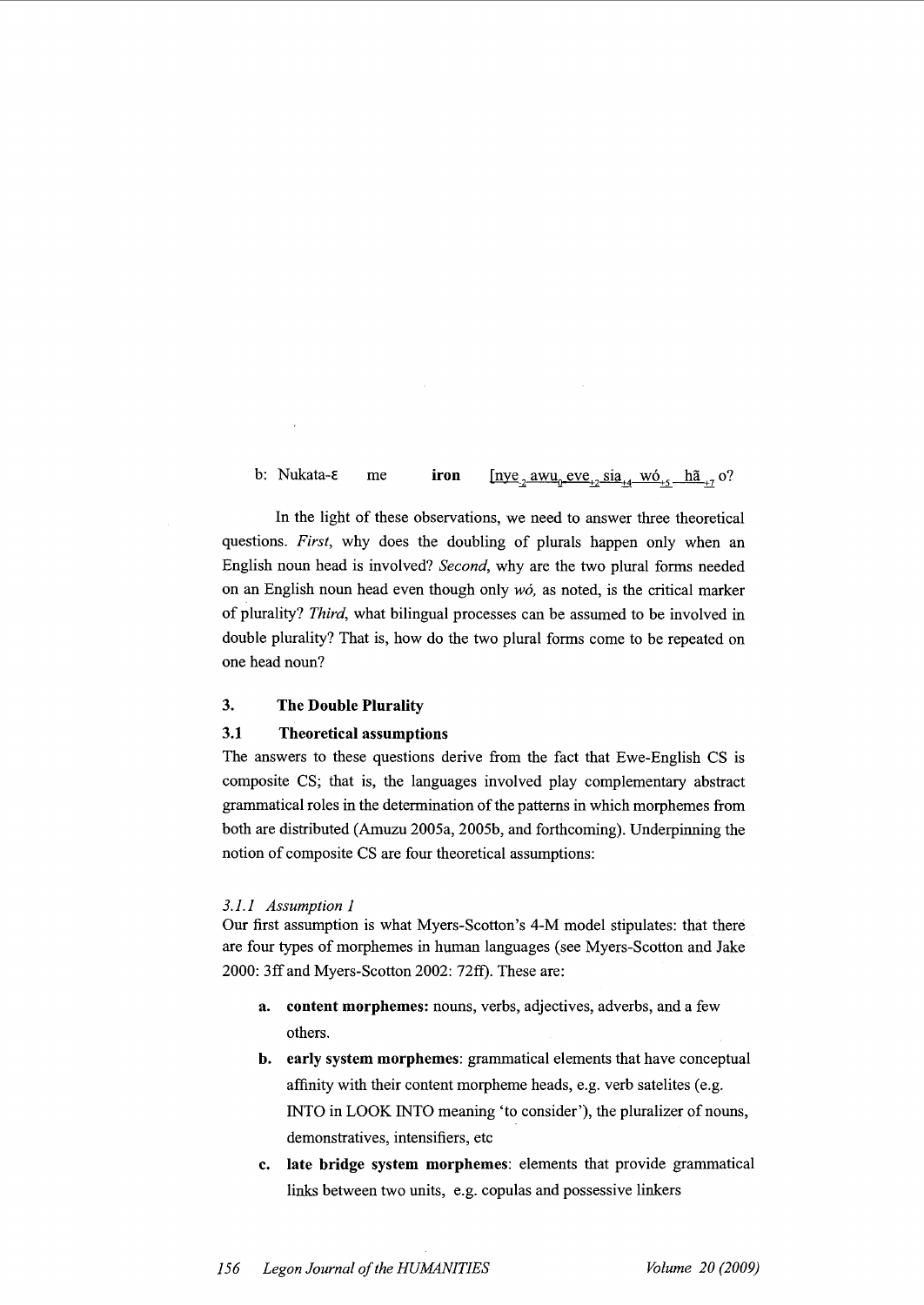b: Nukata-ɛ me **iron** [nye$_{-2}$ awu$_{0}$ eve$_{+2}$ sia$_{+4}$ wó$_{+5}$ hã$_{+7}$ o?

In the light of these observations, we need to answer three theoretical questions. *First*, why does the doubling of plurals happen only when an English noun head is involved? *Second*, why are the two plural forms needed on an English noun head even though only *wó*, as noted, is the critical marker of plurality? *Third*, what bilingual processes can be assumed to be involved in double plurality? That is, how do the two plural forms come to be repeated on one head noun?

## 3. The Double Plurality

### 3.1 Theoretical assumptions

The answers to these questions derive from the fact that Ewe-English CS is composite CS; that is, the languages involved play complementary abstract grammatical roles in the determination of the patterns in which morphemes from both are distributed (Amuzu 2005a, 2005b, and forthcoming). Underpinning the notion of composite CS are four theoretical assumptions:

#### *3.1.1 Assumption 1*

Our first assumption is what Myers-Scotton's 4-M model stipulates: that there are four types of morphemes in human languages (see Myers-Scotton and Jake 2000: 3ff and Myers-Scotton 2002: 72ff). These are:

- **a. content morphemes:** nouns, verbs, adjectives, adverbs, and a few others.
- **b. early system morphemes**: grammatical elements that have conceptual affinity with their content morpheme heads, e.g. verb satelites (e.g. INTO in LOOK INTO meaning 'to consider'), the pluralizer of nouns, demonstratives, intensifiers, etc
- **c. late bridge system morphemes**: elements that provide grammatical links between two units, e.g. copulas and possessive linkers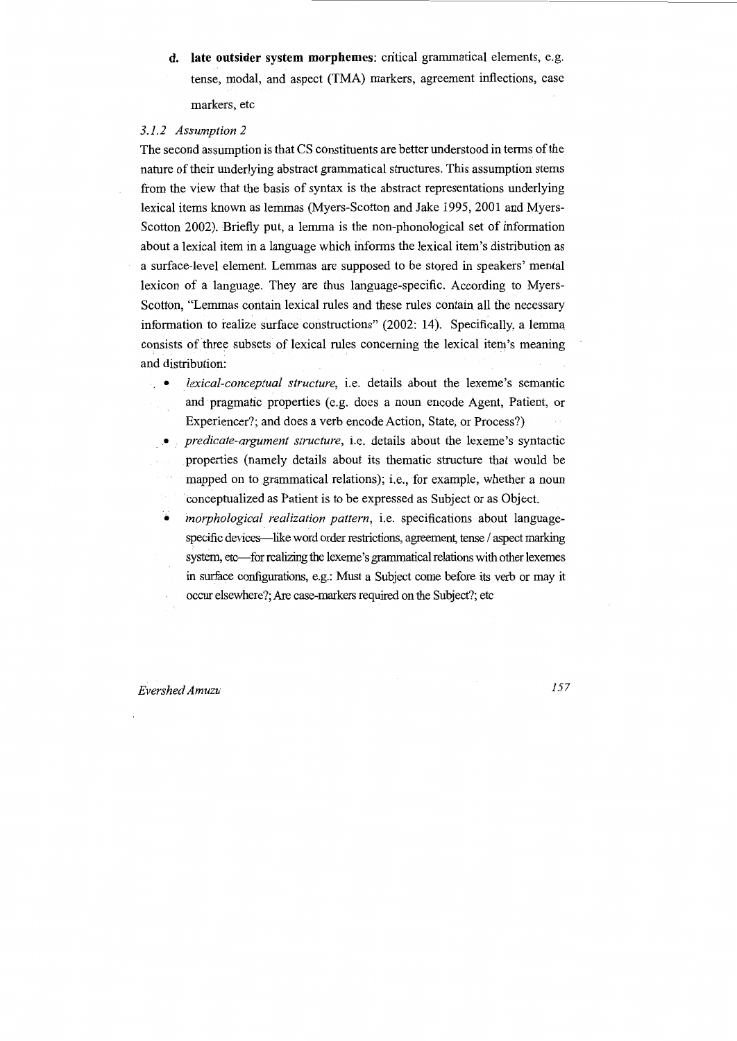d. **late outsider system morphemes**: critical grammatical elements, e.g. tense, modal, and aspect (TMA) markers, agreement inflections, case markers, etc

### *3.1.2 Assumption 2*

The second assumption is that CS constituents are better understood in terms of the nature of their underlying abstract grammatical structures. This assumption stems from the view that the basis of syntax is the abstract representations underlying lexical items known as lemmas (Myers-Scotton and Jake 1995, 2001 and Myers-Scotton 2002). Briefly put, a lemma is the non-phonological set of information about a lexical item in a language which informs the lexical item's distribution as a surface-level element. Lemmas are supposed to be stored in speakers' mental lexicon of a language. They are thus language-specific. According to Myers-Scotton, "Lemmas contain lexical rules and these rules contain all the necessary information to realize surface constructions" (2002: 14). Specifically, a lemma consists of three subsets of lexical rules concerning the lexical item's meaning and distribution:

- *lexical-conceptual structure*, i.e. details about the lexeme's semantic and pragmatic properties (e.g. does a noun encode Agent, Patient, or Experiencer?; and does a verb encode Action, State, or Process?)
- *predicate-argument structure*, i.e. details about the lexeme's syntactic properties (namely details about its thematic structure that would be mapped on to grammatical relations); i.e., for example, whether a noun conceptualized as Patient is to be expressed as Subject or as Object.
- *morphological realization pattern*, i.e. specifications about language-specific devices—like word order restrictions, agreement, tense / aspect marking system, etc—for realizing the lexeme's grammatical relations with other lexemes in surface configurations, e.g.: Must a Subject come before its verb or may it occur elsewhere?; Are case-markers required on the Subject?; etc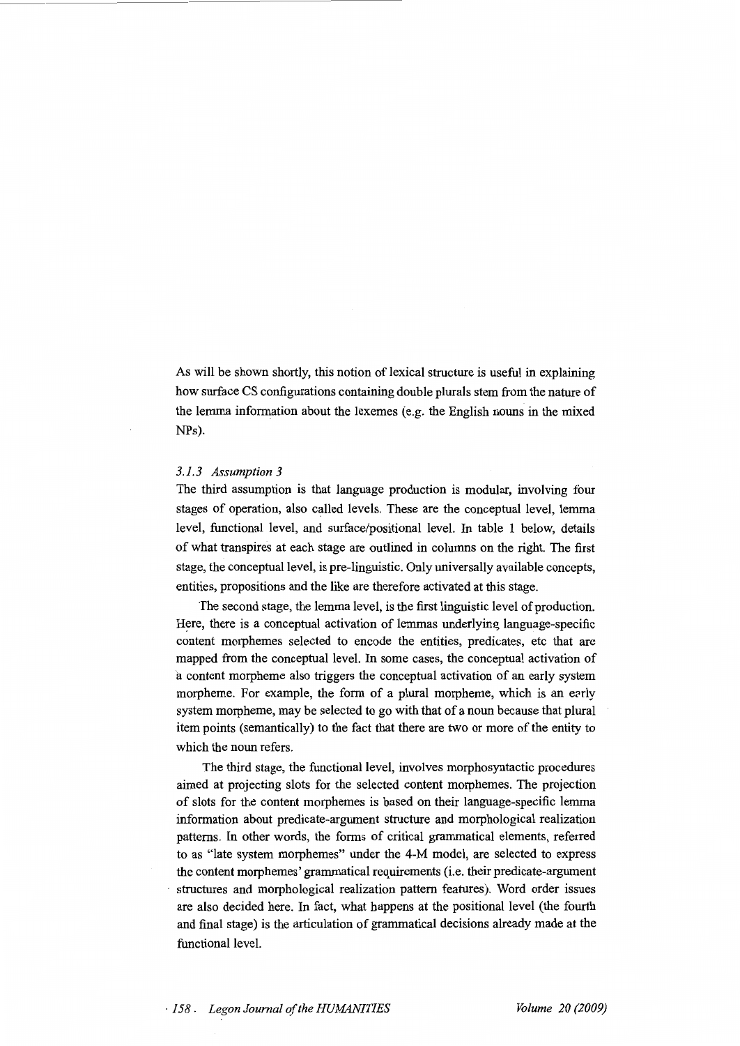As will be shown shortly, this notion of lexical structure is useful in explaining how surface CS configurations containing double plurals stem from the nature of the lemma information about the lexemes (e.g. the English nouns in the mixed NPs).

### *3.1.3 Assumption 3*

The third assumption is that language production is modular, involving four stages of operation, also called levels. These are the conceptual level, lemma level, functional level, and surface/positional level. In table 1 below, details of what transpires at each stage are outlined in columns on the right. The first stage, the conceptual level, is pre-linguistic. Only universally available concepts, entities, propositions and the like are therefore activated at this stage.

The second stage, the lemma level, is the first linguistic level of production. Here, there is a conceptual activation of lemmas underlying language-specific content morphemes selected to encode the entities, predicates, etc that are mapped from the conceptual level. In some cases, the conceptual activation of a content morpheme also triggers the conceptual activation of an early system morpheme. For example, the form of a plural morpheme, which is an early system morpheme, may be selected to go with that of a noun because that plural item points (semantically) to the fact that there are two or more of the entity to which the noun refers.

The third stage, the functional level, involves morphosyntactic procedures aimed at projecting slots for the selected content morphemes. The projection of slots for the content morphemes is based on their language-specific lemma information about predicate-argument structure and morphological realization patterns. In other words, the forms of critical grammatical elements, referred to as "late system morphemes" under the 4-M model, are selected to express the content morphemes' grammatical requirements (i.e. their predicate-argument structures and morphological realization pattern features). Word order issues are also decided here. In fact, what happens at the positional level (the fourth and final stage) is the articulation of grammatical decisions already made at the functional level.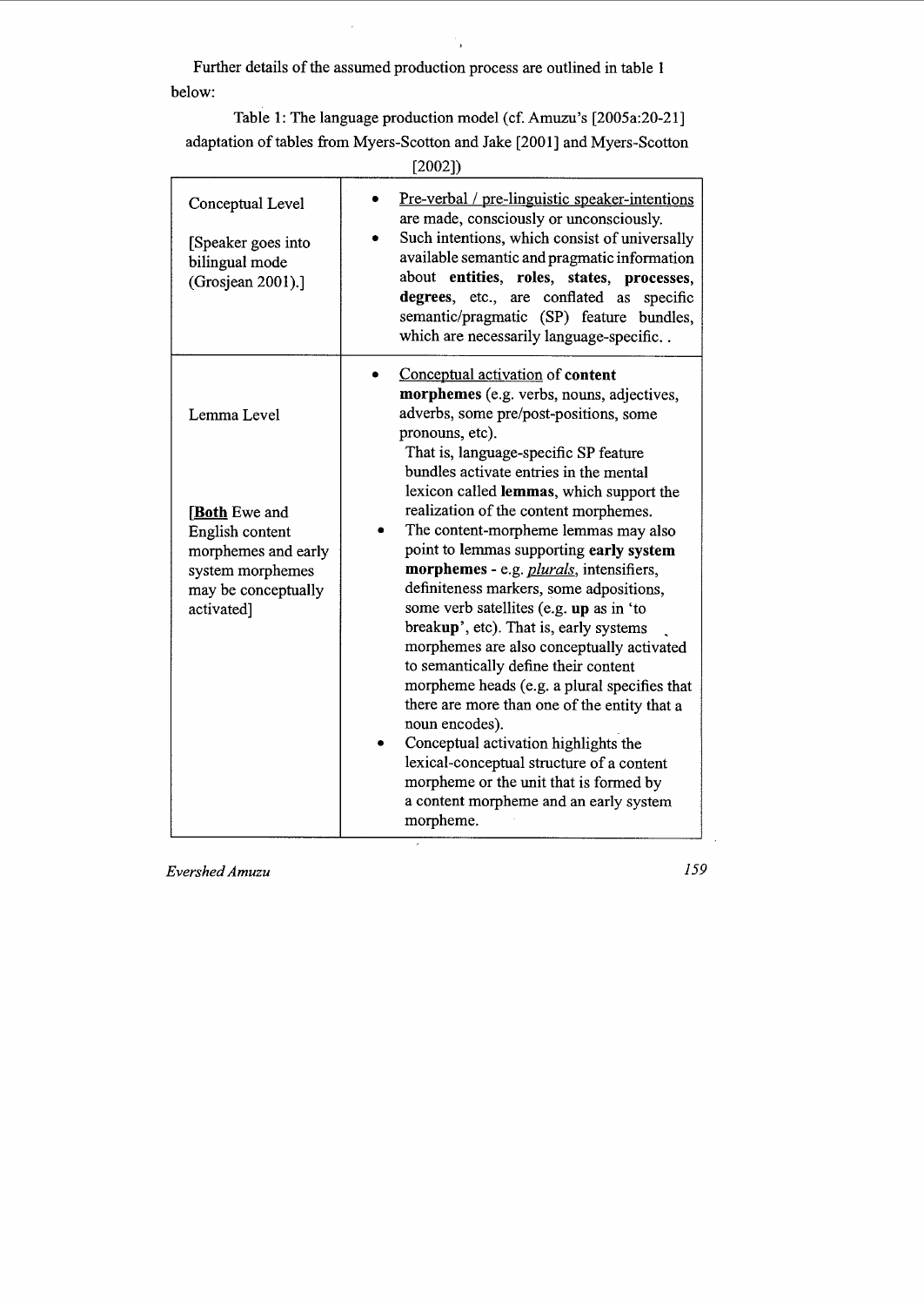Further details of the assumed production process are outlined in table 1 below:

Table 1: The language production model (cf. Amuzu's [2005a:20-21] adaptation of tables from Myers-Scotton and Jake [2001] and Myers-Scotton [2002])

| | |
|---|---|
| Conceptual Level<br><br>[Speaker goes into bilingual mode (Grosjean 2001).] | • Pre-verbal / pre-linguistic speaker-intentions are made, consciously or unconsciously.<br>• Such intentions, which consist of universally available semantic and pragmatic information about **entities**, **roles**, **states**, **processes**, **degrees**, etc., are conflated as specific semantic/pragmatic (SP) feature bundles, which are necessarily language-specific. . |
| Lemma Level<br><br>[**Both** Ewe and English content morphemes and early system morphemes may be conceptually activated] | • Conceptual activation of **content morphemes** (e.g. verbs, nouns, adjectives, adverbs, some pre/post-positions, some pronouns, etc).<br>That is, language-specific SP feature bundles activate entries in the mental lexicon called **lemmas**, which support the realization of the content morphemes.<br>• The content-morpheme lemmas may also point to lemmas supporting **early system morphemes** - e.g. *plurals*, intensifiers, definiteness markers, some adpositions, some verb satellites (e.g. **up** as in 'to break**up**', etc). That is, early systems morphemes are also conceptually activated to semantically define their content morpheme heads (e.g. a plural specifies that there are more than one of the entity that a noun encodes).<br>• Conceptual activation highlights the lexical-conceptual structure of a content morpheme or the unit that is formed by a content morpheme and an early system morpheme. |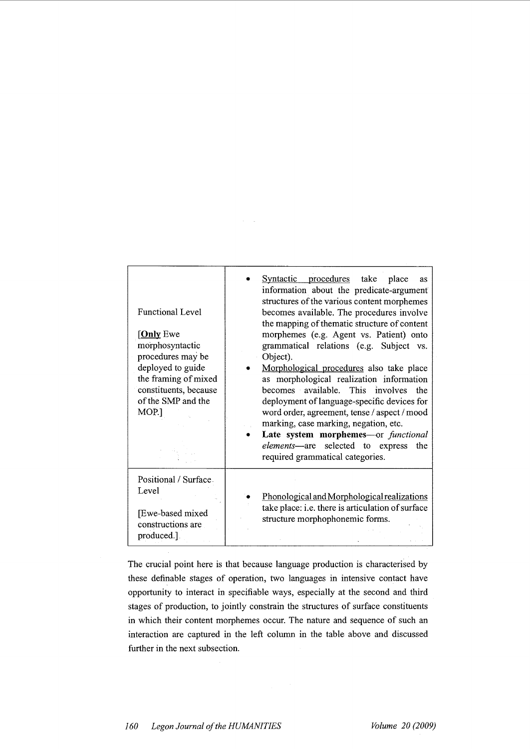| | |
|---|---|
| Functional Level<br><br>[**<u>Only</u>** Ewe morphosyntactic procedures may be deployed to guide the framing of mixed constituents, because of the SMP and the MOP.] | • <u>Syntactic procedures</u> take place as information about the predicate-argument structures of the various content morphemes becomes available. The procedures involve the mapping of thematic structure of content morphemes (e.g. Agent vs. Patient) onto grammatical relations (e.g. Subject vs. Object).<br>• <u>Morphological procedures</u> also take place as morphological realization information becomes available. This involves the deployment of language-specific devices for word order, agreement, tense / aspect / mood marking, case marking, negation, etc.<br>• **Late system morphemes**—or *functional elements*—are selected to express the required grammatical categories. |
| Positional / Surface Level<br><br>[Ewe-based mixed constructions are produced.] | • <u>Phonological and Morphological realizations</u> take place: i.e. there is articulation of surface structure morphophonemic forms. |

The crucial point here is that because language production is characterised by these definable stages of operation, two languages in intensive contact have opportunity to interact in specifiable ways, especially at the second and third stages of production, to jointly constrain the structures of surface constituents in which their content morphemes occur. The nature and sequence of such an interaction are captured in the left column in the table above and discussed further in the next subsection.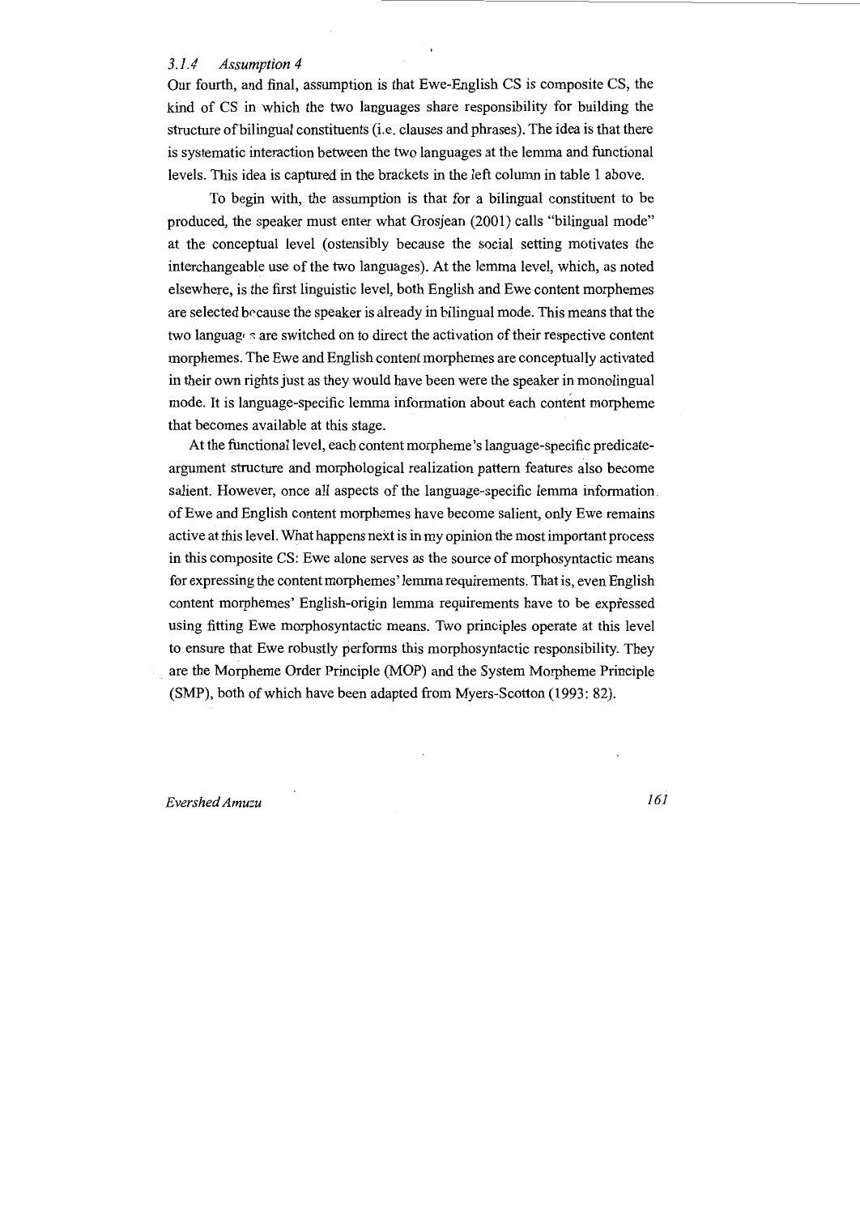### 3.1.4 *Assumption 4*

Our fourth, and final, assumption is that Ewe-English CS is composite CS, the kind of CS in which the two languages share responsibility for building the structure of bilingual constituents (i.e. clauses and phrases). The idea is that there is systematic interaction between the two languages at the lemma and functional levels. This idea is captured in the brackets in the left column in table 1 above.

To begin with, the assumption is that for a bilingual constituent to be produced, the speaker must enter what Grosjean (2001) calls "bilingual mode" at the conceptual level (ostensibly because the social setting motivates the interchangeable use of the two languages). At the lemma level, which, as noted elsewhere, is the first linguistic level, both English and Ewe content morphemes are selected because the speaker is already in bilingual mode. This means that the two languages are switched on to direct the activation of their respective content morphemes. The Ewe and English content morphemes are conceptually activated in their own rights just as they would have been were the speaker in monolingual mode. It is language-specific lemma information about each content morpheme that becomes available at this stage.

At the functional level, each content morpheme's language-specific predicate-argument structure and morphological realization pattern features also become salient. However, once all aspects of the language-specific lemma information of Ewe and English content morphemes have become salient, only Ewe remains active at this level. What happens next is in my opinion the most important process in this composite CS: Ewe alone serves as the source of morphosyntactic means for expressing the content morphemes' lemma requirements. That is, even English content morphemes' English-origin lemma requirements have to be expressed using fitting Ewe morphosyntactic means. Two principles operate at this level to ensure that Ewe robustly performs this morphosyntactic responsibility. They are the Morpheme Order Principle (MOP) and the System Morpheme Principle (SMP), both of which have been adapted from Myers-Scotton (1993: 82).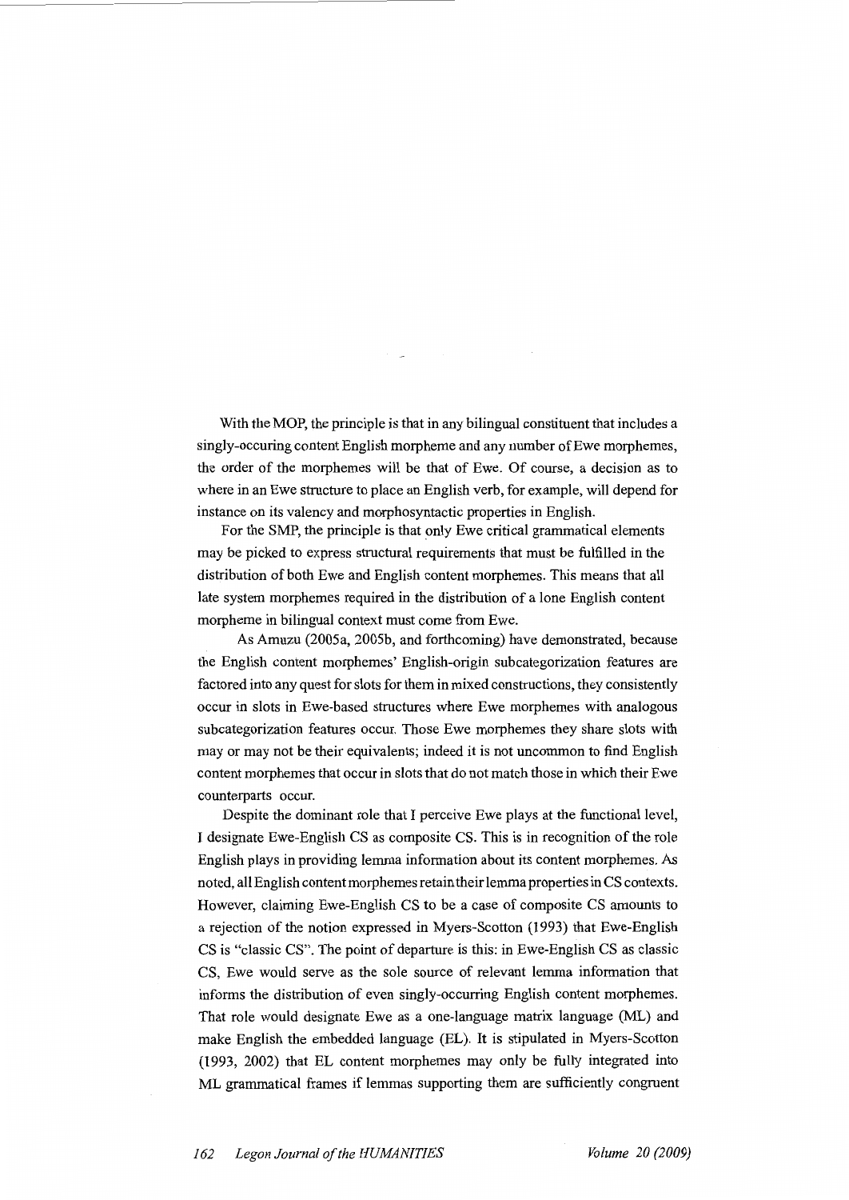With the MOP, the principle is that in any bilingual constituent that includes a singly-occuring content English morpheme and any number of Ewe morphemes, the order of the morphemes will be that of Ewe. Of course, a decision as to where in an Ewe structure to place an English verb, for example, will depend for instance on its valency and morphosyntactic properties in English.

For the SMP, the principle is that only Ewe critical grammatical elements may be picked to express structural requirements that must be fulfilled in the distribution of both Ewe and English content morphemes. This means that all late system morphemes required in the distribution of a lone English content morpheme in bilingual context must come from Ewe.

As Amuzu (2005a, 2005b, and forthcoming) have demonstrated, because the English content morphemes' English-origin subcategorization features are factored into any quest for slots for them in mixed constructions, they consistently occur in slots in Ewe-based structures where Ewe morphemes with analogous subcategorization features occur. Those Ewe morphemes they share slots with may or may not be their equivalents; indeed it is not uncommon to find English content morphemes that occur in slots that do not match those in which their Ewe counterparts occur.

Despite the dominant role that I perceive Ewe plays at the functional level, I designate Ewe-English CS as composite CS. This is in recognition of the role English plays in providing lemma information about its content morphemes. As noted, all English content morphemes retain their lemma properties in CS contexts. However, claiming Ewe-English CS to be a case of composite CS amounts to a rejection of the notion expressed in Myers-Scotton (1993) that Ewe-English CS is "classic CS". The point of departure is this: in Ewe-English CS as classic CS, Ewe would serve as the sole source of relevant lemma information that informs the distribution of even singly-occurring English content morphemes. That role would designate Ewe as a one-language matrix language (ML) and make English the embedded language (EL). It is stipulated in Myers-Scotton (1993, 2002) that EL content morphemes may only be fully integrated into ML grammatical frames if lemmas supporting them are sufficiently congruent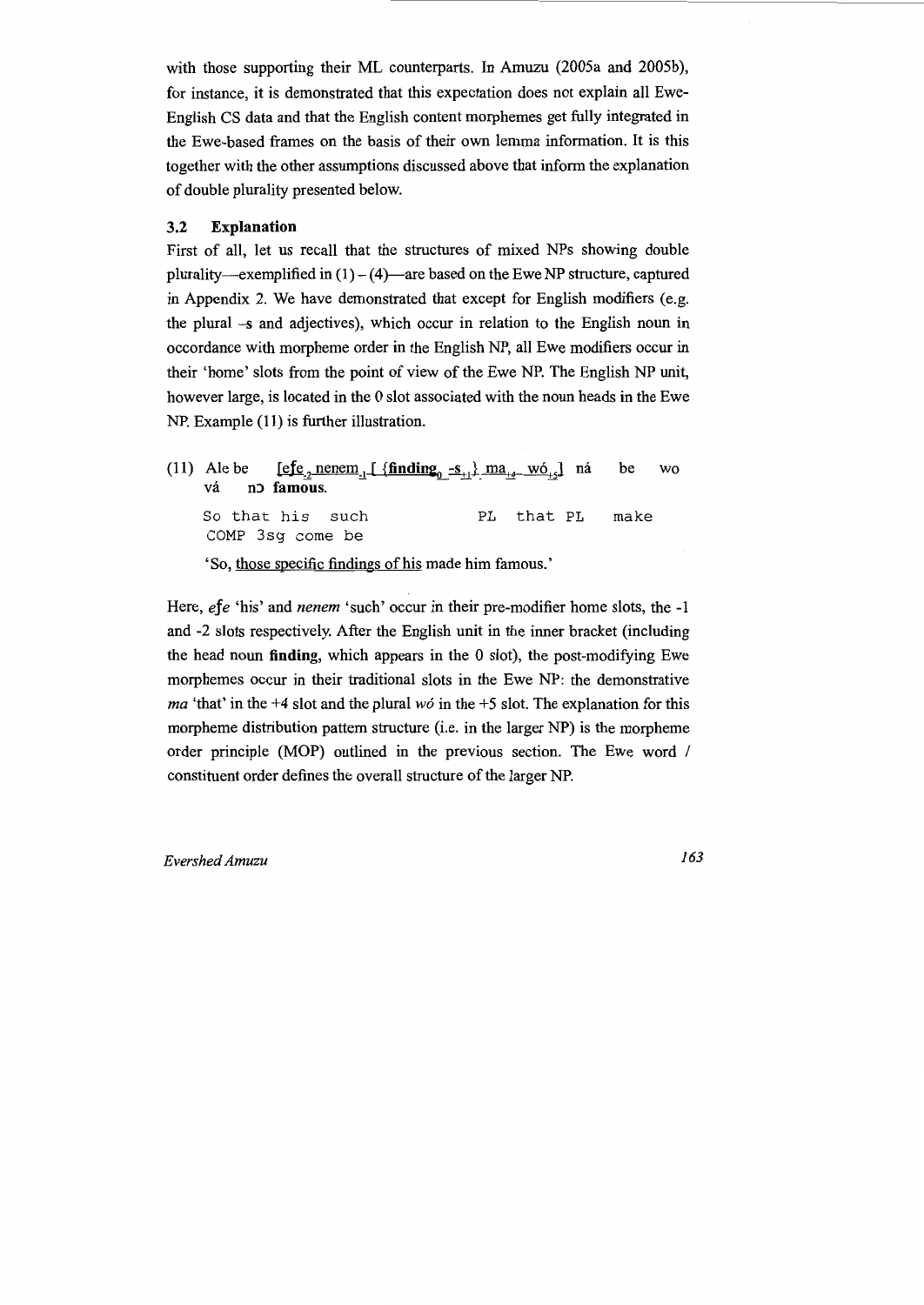with those supporting their ML counterparts. In Amuzu (2005a and 2005b), for instance, it is demonstrated that this expectation does not explain all Ewe-English CS data and that the English content morphemes get fully integrated in the Ewe-based frames on the basis of their own lemma information. It is this together with the other assumptions discussed above that inform the explanation of double plurality presented below.

### 3.2 Explanation

First of all, let us recall that the structures of mixed NPs showing double plurality—exemplified in (1) – (4)—are based on the Ewe NP structure, captured in Appendix 2. We have demonstrated that except for English modifiers (e.g. the plural –s and adjectives), which occur in relation to the English noun in occordance with morpheme order in the English NP, all Ewe modifiers occur in their 'home' slots from the point of view of the Ewe NP. The English NP unit, however large, is located in the 0 slot associated with the noun heads in the Ewe NP. Example (11) is further illustration.

(11) Ale be [$efe_{-2}$ $nenem_{-1}$ [ {**finding**$_0$ $-s_{+1}$} $ma_{+4}$ $wó_{+5}$] ná be wo vá nɔ **famous**.

So that his such PL that PL make COMP 3sg come be

'So, those specific findings of his made him famous.'

Here, *efe* 'his' and *nenem* 'such' occur in their pre-modifier home slots, the -1 and -2 slots respectively. After the English unit in the inner bracket (including the head noun **finding**, which appears in the 0 slot), the post-modifying Ewe morphemes occur in their traditional slots in the Ewe NP: the demonstrative *ma* 'that' in the +4 slot and the plural *wó* in the +5 slot. The explanation for this morpheme distribution pattern structure (i.e. in the larger NP) is the morpheme order principle (MOP) outlined in the previous section. The Ewe word / constituent order defines the overall structure of the larger NP.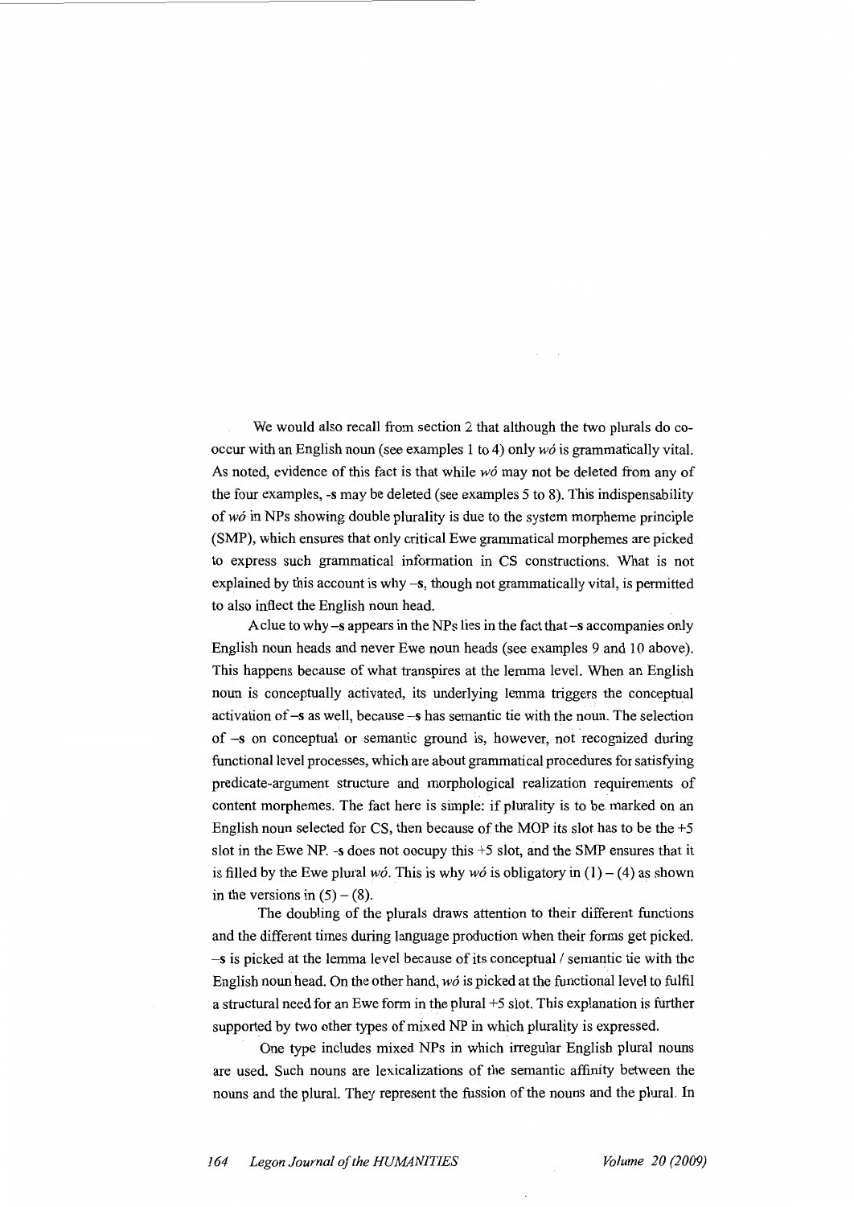We would also recall from section 2 that although the two plurals do co-occur with an English noun (see examples 1 to 4) only *wó* is grammatically vital. As noted, evidence of this fact is that while *wó* may not be deleted from any of the four examples, -s may be deleted (see examples 5 to 8). This indispensability of *wó* in NPs showing double plurality is due to the system morpheme principle (SMP), which ensures that only critical Ewe grammatical morphemes are picked to express such grammatical information in CS constructions. What is not explained by this account is why –s, though not grammatically vital, is permitted to also inflect the English noun head.

A clue to why –s appears in the NPs lies in the fact that –s accompanies only English noun heads and never Ewe noun heads (see examples 9 and 10 above). This happens because of what transpires at the lemma level. When an English noun is conceptually activated, its underlying lemma triggers the conceptual activation of –s as well, because –s has semantic tie with the noun. The selection of –s on conceptual or semantic ground is, however, not recognized during functional level processes, which are about grammatical procedures for satisfying predicate-argument structure and morphological realization requirements of content morphemes. The fact here is simple: if plurality is to be marked on an English noun selected for CS, then because of the MOP its slot has to be the +5 slot in the Ewe NP. -s does not occupy this +5 slot, and the SMP ensures that it is filled by the Ewe plural *wó*. This is why *wó* is obligatory in (1) – (4) as shown in the versions in (5) – (8).

The doubling of the plurals draws attention to their different functions and the different times during language production when their forms get picked. –s is picked at the lemma level because of its conceptual / semantic tie with the English noun head. On the other hand, *wó* is picked at the functional level to fulfil a structural need for an Ewe form in the plural +5 slot. This explanation is further supported by two other types of mixed NP in which plurality is expressed.

One type includes mixed NPs in which irregular English plural nouns are used. Such nouns are lexicalizations of the semantic affinity between the nouns and the plural. They represent the fussion of the nouns and the plural. In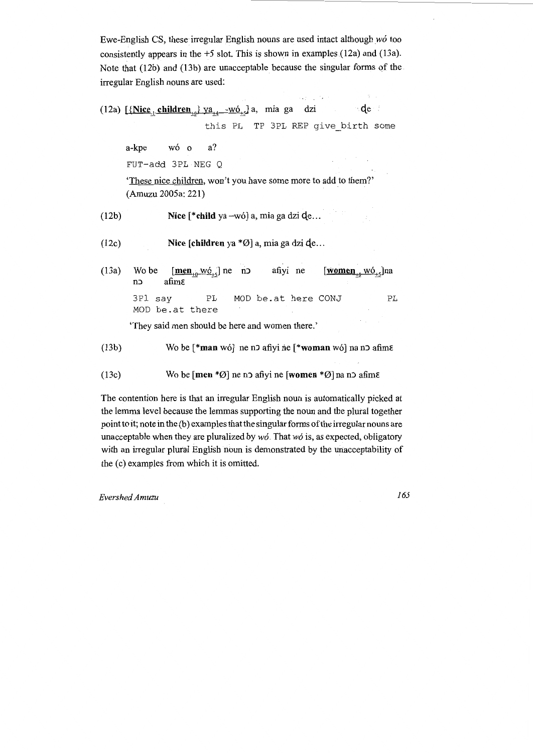Ewe-English CS, these irregular English nouns are used intact although *wó* too consistently appears in the +5 slot. This is shown in examples (12a) and (13a). Note that (12b) and (13b) are unacceptable because the singular forms of the irregular English nouns are used:

(12a) [{**Nice**$_{-1}$ **children**$_{+0}$} ya$_{+4}$ -wó$_{+5}$] a, mia ga dzi ɖe

this PL TP 3PL REP give_birth some

a-kpe wó o a?

FUT-add 3PL NEG Q

'These nice children, won't you have some more to add to them?' (Amuzu 2005a: 221)

(12b) **Nice** [***child** ya –wó] a, mia ga dzi ɖe…

(12c) **Nice** [**children** ya *Ø] a, mia ga dzi ɖe…

(13a) Wo be [**men**$_{+0}$ wó$_{+5}$] ne nɔ afiyi ne [**women**$_{+0}$ wó$_{+5}$]na nɔ afimɛ

3Pl say PL MOD be.at here CONJ PL MOD be.at there

'They said men should be here and women there.'

(13b) Wo be [***man** wó] ne nɔ afiyi ne [***woman** wó] na nɔ afimɛ

(13c) Wo be [**men** *Ø] ne nɔ afiyi ne [**women** *Ø] na nɔ afimɛ

The contention here is that an irregular English noun is automatically picked at the lemma level because the lemmas supporting the noun and the plural together point to it; note in the (b) examples that the singular forms of the irregular nouns are unacceptable when they are pluralized by *wó*. That *wó* is, as expected, obligatory with an irregular plural English noun is demonstrated by the unacceptability of the (c) examples from which it is omitted.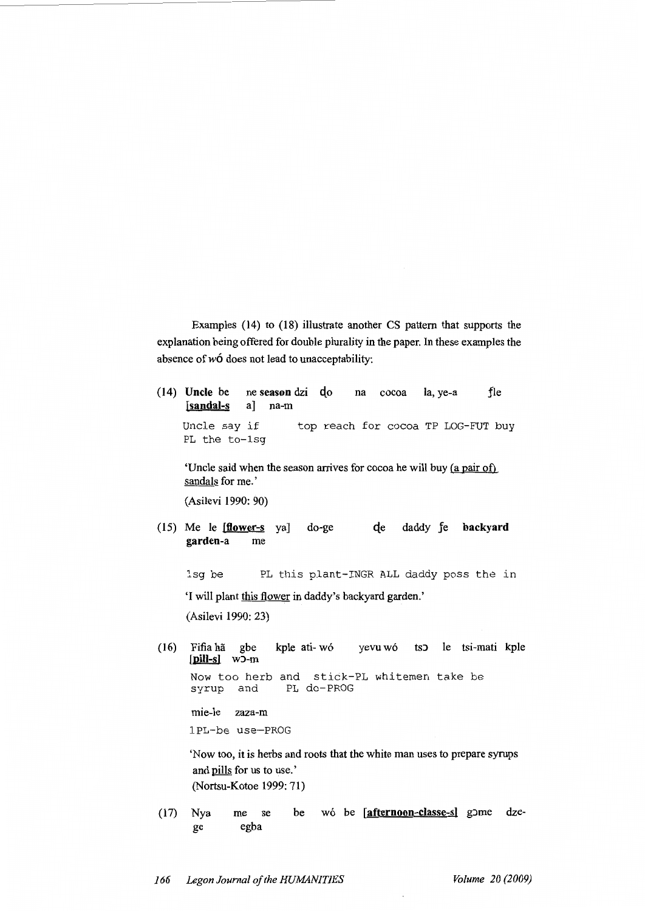Examples (14) to (18) illustrate another CS pattern that supports the explanation being offered for double plurality in the paper. In these examples the absence of *wó* does not lead to unacceptability:

(14) **Uncle** be ne **season** dzi ɖo na cocoa la, ye-a ʃle **[sandal-s** a] na-m

Uncle say if top reach for cocoa TP LOG-FUT buy PL the to-1sg

'Uncle said when the season arrives for cocoa he will buy (a pair of) sandals for me.'

(Asilevi 1990: 90)

(15) Me le **[flower-s** ya] do-ge ɖe daddy ʃe **backyard garden**-a me

1sg be PL this plant-INGR ALL daddy poss the in

'I will plant this flower in daddy's backyard garden.'

(Asilevi 1990: 23)

(16) Fifia hã gbe kple ati- wó yevu wó tsɔ le tsi-mati kple **[pill-s]** wɔ-m

Now too herb and stick-PL whitemen take be syrup and PL do-PROG

mie-le zaza-m

1PL-be use-PROG

'Now too, it is herbs and roots that the white man uses to prepare syrups and pills for us to use.'

(Nortsu-Kotoe 1999: 71)

(17) Nya me se be wó be **[afternoon-classe-s]** gɔme dze-ge egba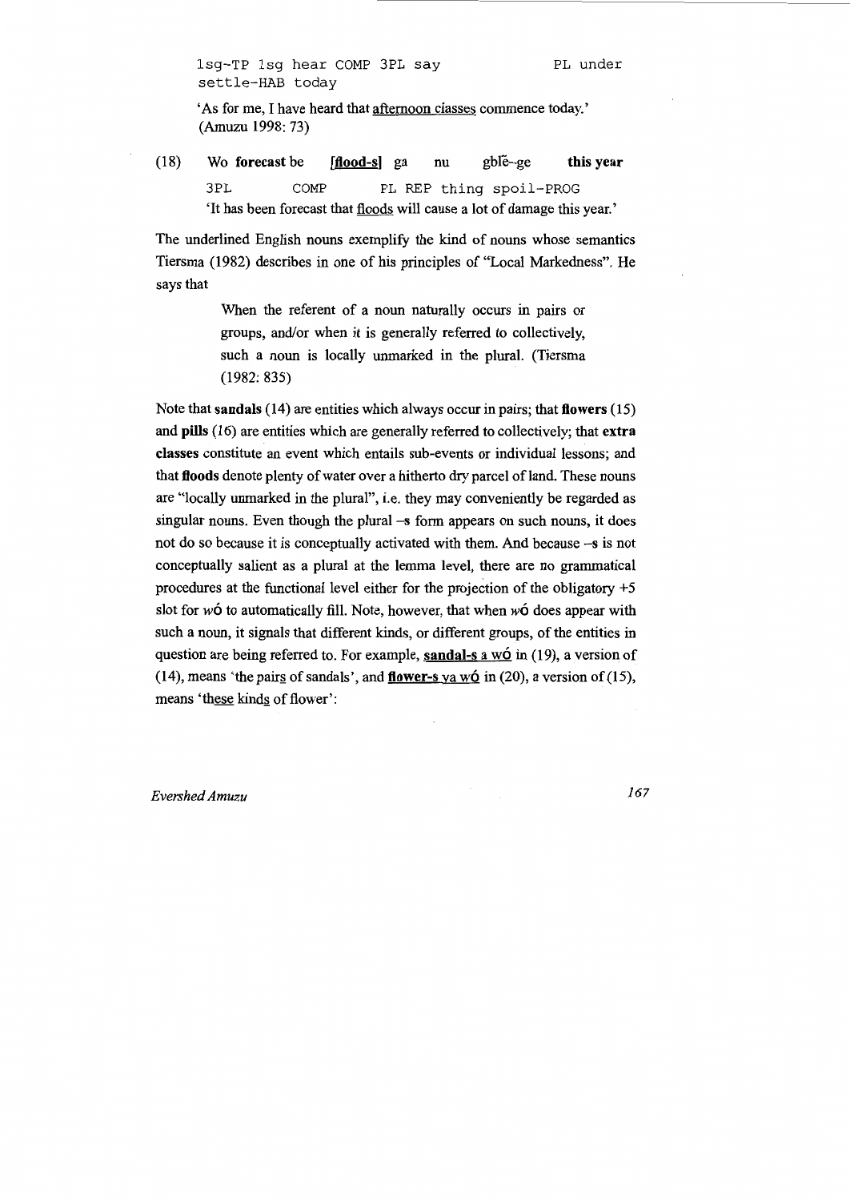1sg-TP 1sg hear COMP 3PL say PL under settle-HAB today

'As for me, I have heard that <u>afternoon classes</u> commence today.' (Amuzu 1998: 73)

(18) Wo **forecast** be **[<u>flood-s</u>]** ga nu gblẽ-ge **this year**

3PL COMP PL REP thing spoil-PROG

'It has been forecast that <u>floods</u> will cause a lot of damage this year.'

The underlined English nouns exemplify the kind of nouns whose semantics Tiersma (1982) describes in one of his principles of "Local Markedness". He says that

> When the referent of a noun naturally occurs in pairs or groups, and/or when it is generally referred to collectively, such a noun is locally unmarked in the plural. (Tiersma (1982: 835)

Note that **sandals** (14) are entities which always occur in pairs; that **flowers** (15) and **pills** (16) are entities which are generally referred to collectively; that **extra classes** constitute an event which entails sub-events or individual lessons; and that **floods** denote plenty of water over a hitherto dry parcel of land. These nouns are "locally unmarked in the plural", i.e. they may conveniently be regarded as singular nouns. Even though the plural –s form appears on such nouns, it does not do so because it is conceptually activated with them. And because –s is not conceptually salient as a plural at the lemma level, there are no grammatical procedures at the functional level either for the projection of the obligatory +5 slot for *wó* to automatically fill. Note, however, that when *wó* does appear with such a noun, it signals that different kinds, or different groups, of the entities in question are being referred to. For example, **<u>sandal-s a wó</u>** in (19), a version of (14), means 'the <u>pairs</u> of sandals', and **<u>flower-s ya wó</u>** in (20), a version of (15), means '<u>these</u> kind<u>s</u> of flower':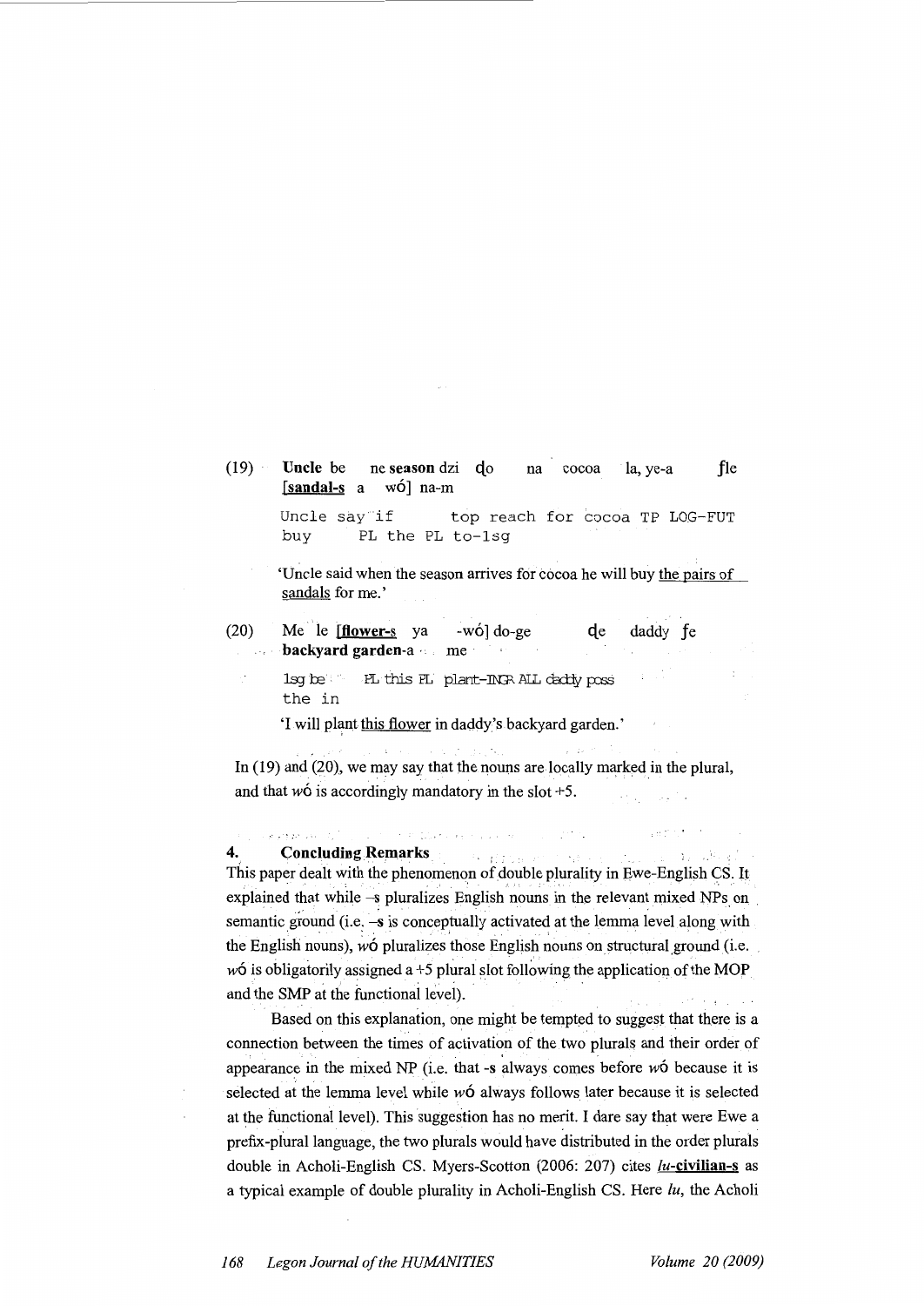(19) **Uncle** be ne **season** dzi ɖo na cocoa la, ye-a fle **[sandal-s** a wó] na-m

Uncle say if top reach for cocoa TP LOG-FUT buy PL the PL to-1sg

'Uncle said when the season arrives for cocoa he will buy the pairs of sandals for me.'

(20) Me le **[flower-s** ya -wó] do-ge ɖe daddy fe **backyard garden**-a me

1sg be PL this PL plant-INGR ALL daddy poss the in

'I will plant this flower in daddy's backyard garden.'

In (19) and (20), we may say that the nouns are locally marked in the plural, and that *wó* is accordingly mandatory in the slot +5.

## 4. Concluding Remarks

This paper dealt with the phenomenon of double plurality in Ewe-English CS. It explained that while **–s** pluralizes English nouns in the relevant mixed NPs on semantic ground (i.e. **–s** is conceptually activated at the lemma level along with the English nouns), *wó* pluralizes those English nouns on structural ground (i.e. *wó* is obligatorily assigned a +5 plural slot following the application of the MOP and the SMP at the functional level).

Based on this explanation, one might be tempted to suggest that there is a connection between the times of activation of the two plurals and their order of appearance in the mixed NP (i.e. that **-s** always comes before *wó* because it is selected at the lemma level while *wó* always follows later because it is selected at the functional level). This suggestion has no merit. I dare say that were Ewe a prefix-plural language, the two plurals would have distributed in the order plurals double in Acholi-English CS. Myers-Scotton (2006: 207) cites ***lu*-civilian-s** as a typical example of double plurality in Acholi-English CS. Here *lu*, the Acholi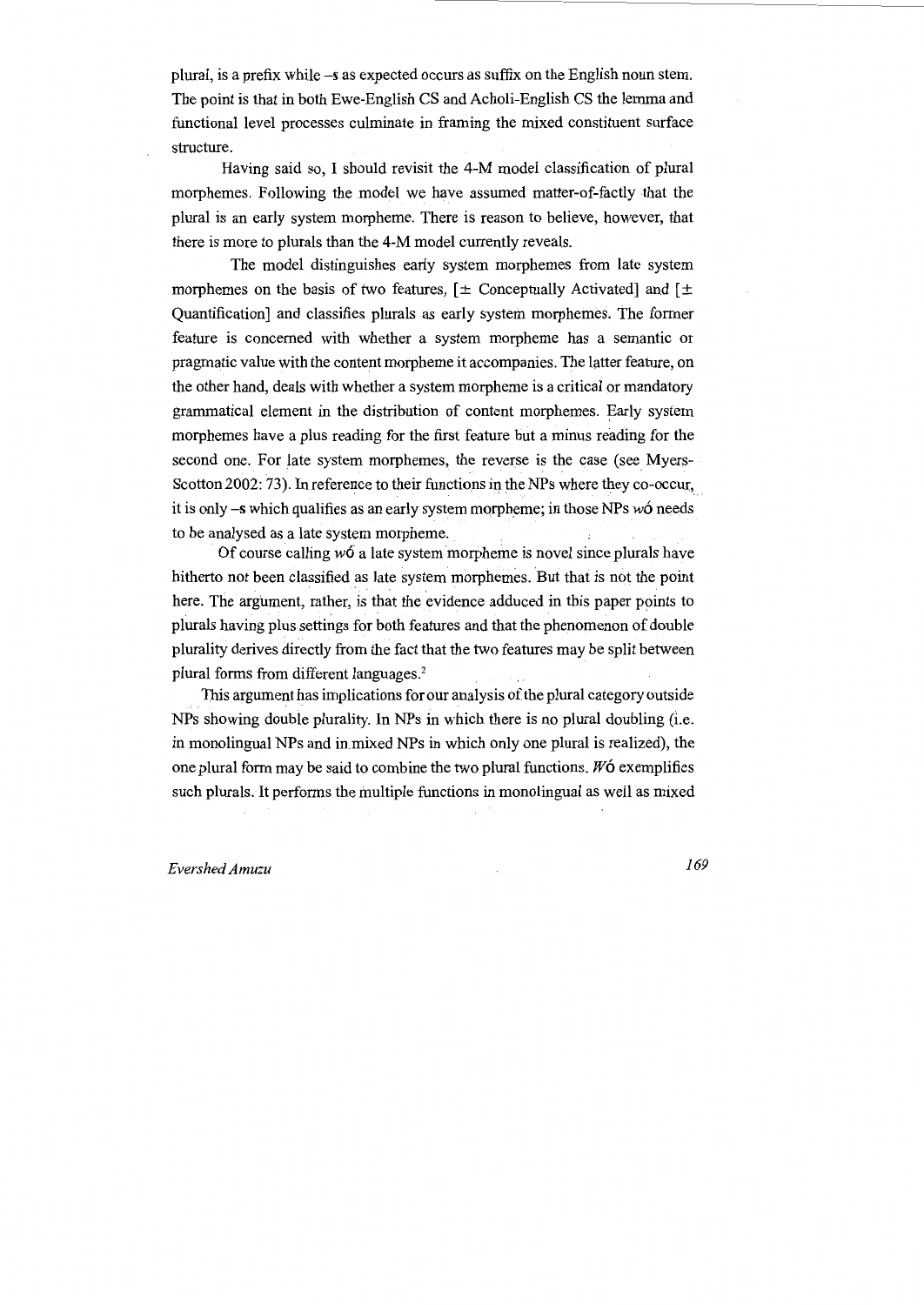plural, is a prefix while *–s* as expected occurs as suffix on the English noun stem. The point is that in both Ewe-English CS and Acholi-English CS the lemma and functional level processes culminate in framing the mixed constituent surface structure.

Having said so, I should revisit the 4-M model classification of plural morphemes. Following the model we have assumed matter-of-factly that the plural is an early system morpheme. There is reason to believe, however, that there is more to plurals than the 4-M model currently reveals.

The model distinguishes early system morphemes from late system morphemes on the basis of two features, [± Conceptually Activated] and [± Quantification] and classifies plurals as early system morphemes. The former feature is concerned with whether a system morpheme has a semantic or pragmatic value with the content morpheme it accompanies. The latter feature, on the other hand, deals with whether a system morpheme is a critical or mandatory grammatical element in the distribution of content morphemes. Early system morphemes have a plus reading for the first feature but a minus reading for the second one. For late system morphemes, the reverse is the case (see Myers-Scotton 2002: 73). In reference to their functions in the NPs where they co-occur, it is only *–s* which qualifies as an early system morpheme; in those NPs *wó* needs to be analysed as a late system morpheme.

Of course calling *wó* a late system morpheme is novel since plurals have hitherto not been classified as late system morphemes. But that is not the point here. The argument, rather, is that the evidence adduced in this paper points to plurals having plus settings for both features and that the phenomenon of double plurality derives directly from the fact that the two features may be split between plural forms from different languages.[2]

This argument has implications for our analysis of the plural category outside NPs showing double plurality. In NPs in which there is no plural doubling (i.e. in monolingual NPs and in mixed NPs in which only one plural is realized), the one plural form may be said to combine the two plural functions. *Wó* exemplifies such plurals. It performs the multiple functions in monolingual as well as mixed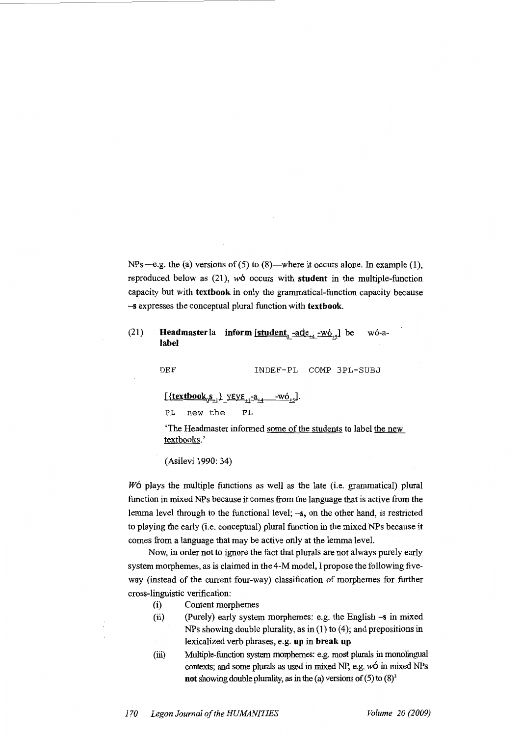NPs—e.g. the (a) versions of (5) to (8)—where it occurs alone. In example (1), reproduced below as (21), *wó* occurs with **student** in the multiple-function capacity but with **textbook** in only the grammatical-function capacity because **–s** expresses the conceptual plural function with **textbook**.

(21) **Headmaster** la **inform** [**student**$_0$ -ade$_{+4}$ -wó$_{+5}$] be wó-a-**label**

DEF INDEF-PL COMP 3PL-SUBJ

[{**textbook**$_0$**s**$_{+1}$} yɛyɛ$_{+1}$-a$_{+4}$ -wó$_{+5}$].

PL new the PL

'The Headmaster informed some of the students to label the new textbooks.'

(Asilevi 1990: 34)

*Wó* plays the multiple functions as well as the late (i.e. grammatical) plural function in mixed NPs because it comes from the language that is active from the lemma level through to the functional level; **–s**, on the other hand, is restricted to playing the early (i.e. conceptual) plural function in the mixed NPs because it comes from a language that may be active only at the lemma level.

Now, in order not to ignore the fact that plurals are not always purely early system morphemes, as is claimed in the 4-M model, I propose the following five-way (instead of the current four-way) classification of morphemes for further cross-linguistic verification:

(i) Content morphemes

(ii) (Purely) early system morphemes: e.g. the English –s in mixed NPs showing double plurality, as in (1) to (4); and prepositions in lexicalized verb phrases, e.g. **up** in **break up**

(iii) Multiple-function system morphemes: e.g. most plurals in monolingual contexts; and some plurals as used in mixed NP, e.g. *wó* in mixed NPs **not** showing double plurality, as in the (a) versions of (5) to (8)[3]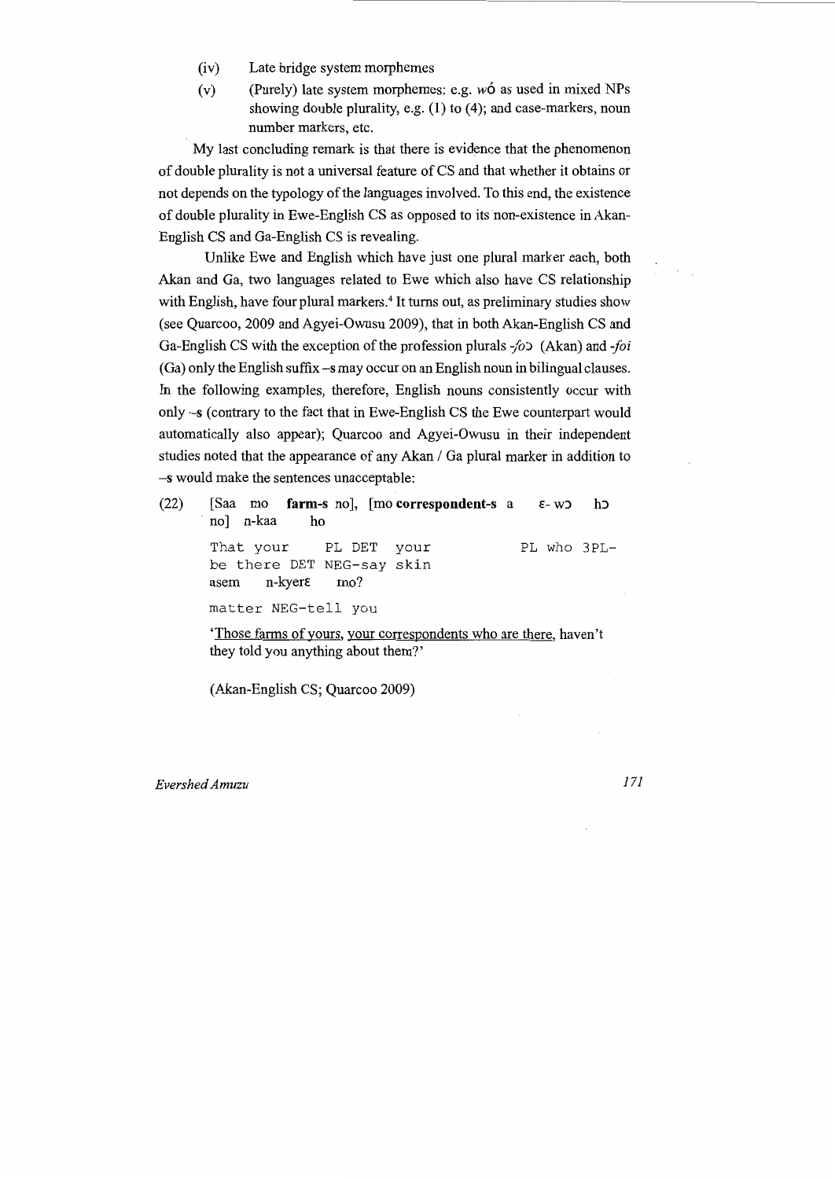(iv) Late bridge system morphemes

(v) (Purely) late system morphemes: e.g. *wó* as used in mixed NPs showing double plurality, e.g. (1) to (4); and case-markers, noun number markers, etc.

My last concluding remark is that there is evidence that the phenomenon of double plurality is not a universal feature of CS and that whether it obtains or not depends on the typology of the languages involved. To this end, the existence of double plurality in Ewe-English CS as opposed to its non-existence in Akan-English CS and Ga-English CS is revealing.

Unlike Ewe and English which have just one plural marker each, both Akan and Ga, two languages related to Ewe which also have CS relationship with English, have four plural markers.[4] It turns out, as preliminary studies show (see Quarcoo, 2009 and Agyei-Owusu 2009), that in both Akan-English CS and Ga-English CS with the exception of the profession plurals *-fɔ* (Akan) and *-foi* (Ga) only the English suffix **–s** may occur on an English noun in bilingual clauses. In the following examples, therefore, English nouns consistently occur with only **–s** (contrary to the fact that in Ewe-English CS the Ewe counterpart would automatically also appear); Quarcoo and Agyei-Owusu in their independent studies noted that the appearance of any Akan / Ga plural marker in addition to **–s** would make the sentences unacceptable:

(22) [Saa mo **farm-s** no], [mo **correspondent-s** a ɛ- wɔ hɔ no] n-kaa ho

```
That your PL DET your PL who 3PL-
be there DET NEG-say skin
```

asem n-kyerɛ mo?

```
matter NEG-tell you
```

'Those farms of yours, your correspondents who are there, haven't they told you anything about them?'

(Akan-English CS; Quarcoo 2009)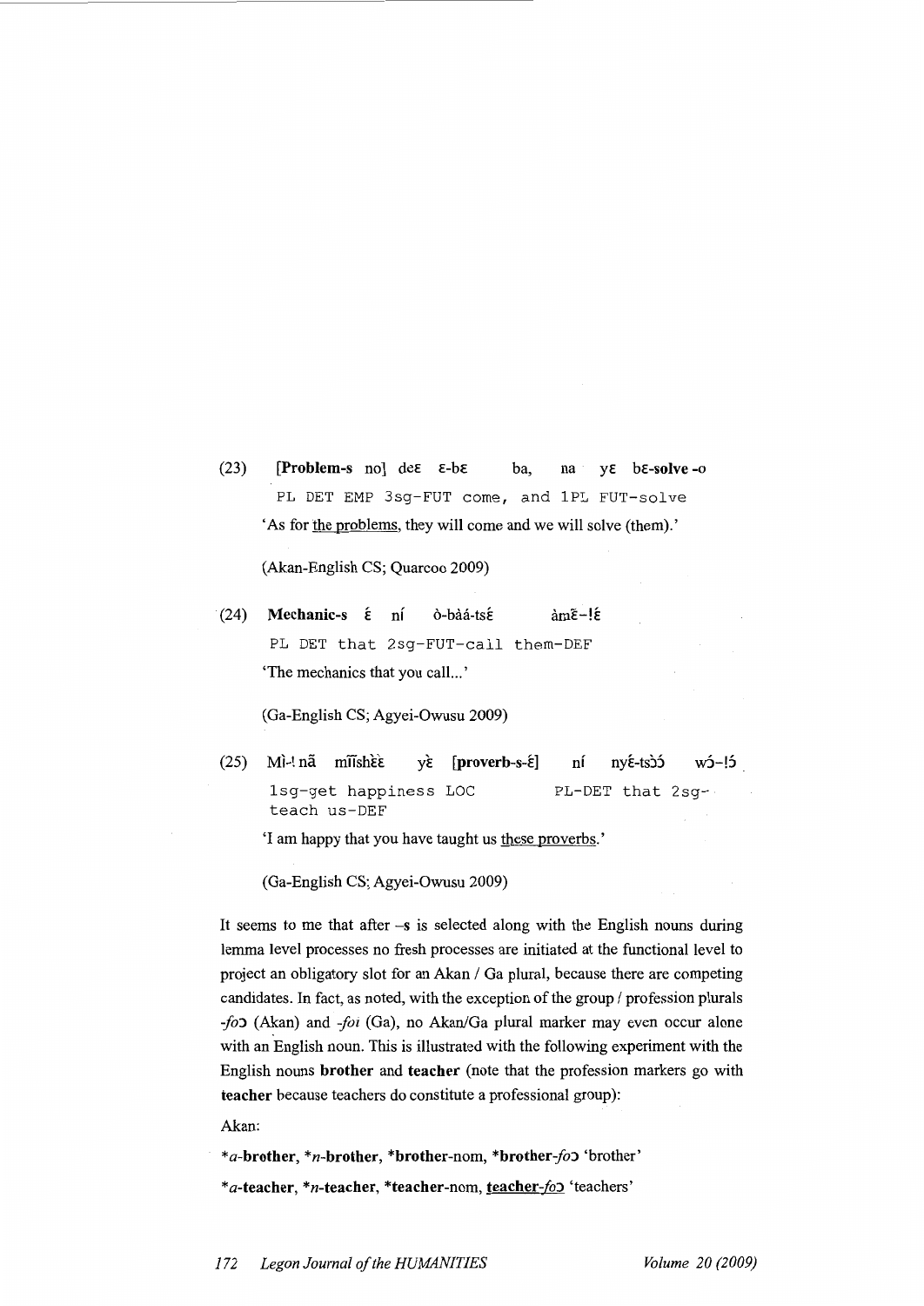(23) **[Problem-s** no] deɛ ɛ-bɛ ba, na yɛ bɛ-**solve** -o

PL DET EMP 3sg-FUT come, and 1PL FUT-solve

'As for the problems, they will come and we will solve (them).'

(Akan-English CS; Quarcoo 2009)

(24) **Mechanic-s** ɛ́ ní ò-bàá-tsɛ́ àmɛ̃-!ɛ́

PL DET that 2sg-FUT-call them-DEF

'The mechanics that you call...'

(Ga-English CS; Agyei-Owusu 2009)

(25) Mì-! nã mĩĩshɛ̀ɛ̀ yɛ̀ **[proverb-s-ɛ́]** ní nyɛ́-tsɔ̀ɔ́ wɔ́-!ɔ́

1sg-get happiness LOC PL-DET that 2sg-teach us-DEF

'I am happy that you have taught us these proverbs.'

(Ga-English CS; Agyei-Owusu 2009)

It seems to me that after –**s** is selected along with the English nouns during lemma level processes no fresh processes are initiated at the functional level to project an obligatory slot for an Akan / Ga plural, because there are competing candidates. In fact, as noted, with the exception of the group / profession plurals *-fɔ* (Akan) and *-foi* (Ga), no Akan/Ga plural marker may even occur alone with an English noun. This is illustrated with the following experiment with the English nouns **brother** and **teacher** (note that the profession markers go with **teacher** because teachers do constitute a professional group):

Akan:

*a-**brother**, *n-**brother**, ***brother**-nom, ***brother**-*fɔ* 'brother'

*a-**teacher**, *n-**teacher**, ***teacher**-nom, **teacher**-*fɔ* 'teachers'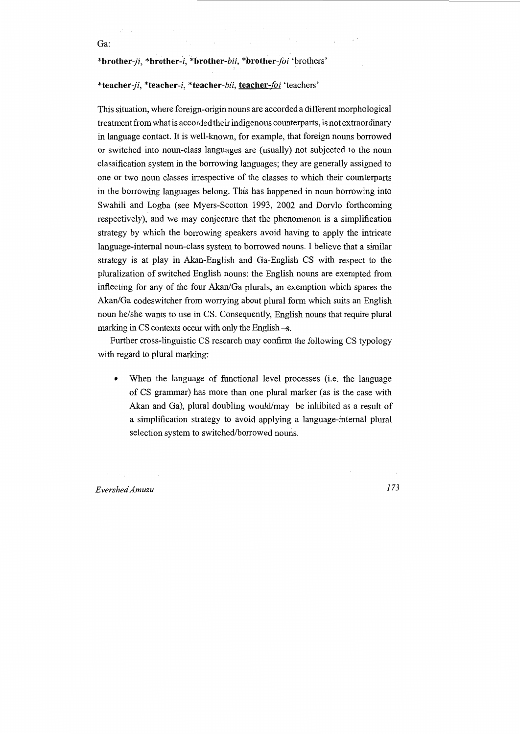Ga:

***brother**-*ji*, ***brother**-*i*, ***brother**-*bii*, ***brother**-*foi* 'brothers'

***teacher**-*ji*, ***teacher**-*i*, ***teacher**-*bii*, <u>**teacher**-*foi*</u> 'teachers'

This situation, where foreign-origin nouns are accorded a different morphological treatment from what is accorded their indigenous counterparts, is not extraordinary in language contact. It is well-known, for example, that foreign nouns borrowed or switched into noun-class languages are (usually) not subjected to the noun classification system in the borrowing languages; they are generally assigned to one or two noun classes irrespective of the classes to which their counterparts in the borrowing languages belong. This has happened in noun borrowing into Swahili and Logba (see Myers-Scotton 1993, 2002 and Dorvlo forthcoming respectively), and we may conjecture that the phenomenon is a simplification strategy by which the borrowing speakers avoid having to apply the intricate language-internal noun-class system to borrowed nouns. I believe that a similar strategy is at play in Akan-English and Ga-English CS with respect to the pluralization of switched English nouns: the English nouns are exempted from inflecting for any of the four Akan/Ga plurals, an exemption which spares the Akan/Ga codeswitcher from worrying about plural form which suits an English noun he/she wants to use in CS. Consequently, English nouns that require plural marking in CS contexts occur with only the English **–s**.

Further cross-linguistic CS research may confirm the following CS typology with regard to plural marking:

- When the language of functional level processes (i.e. the language of CS grammar) has more than one plural marker (as is the case with Akan and Ga), plural doubling would/may be inhibited as a result of a simplification strategy to avoid applying a language-internal plural selection system to switched/borrowed nouns.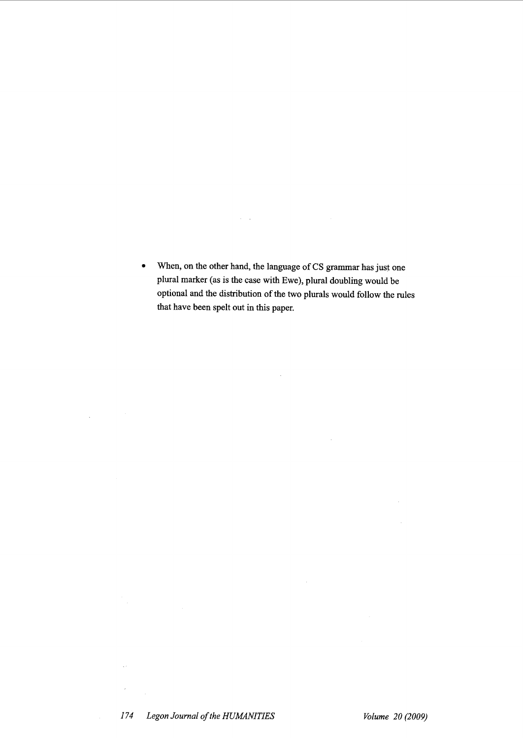- When, on the other hand, the language of CS grammar has just one plural marker (as is the case with Ewe), plural doubling would be optional and the distribution of the two plurals would follow the rules that have been spelt out in this paper.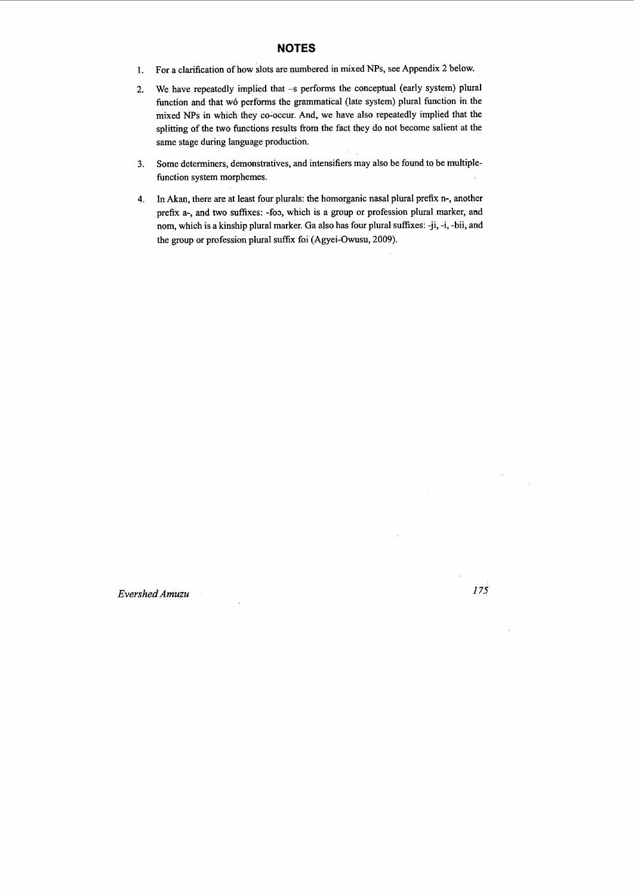## NOTES

1. For a clarification of how slots are numbered in mixed NPs, see Appendix 2 below.
2. We have repeatedly implied that –s performs the conceptual (early system) plural function and that wó performs the grammatical (late system) plural function in the mixed NPs in which they co-occur. And, we have also repeatedly implied that the splitting of the two functions results from the fact they do not become salient at the same stage during language production.
3. Some determiners, demonstratives, and intensifiers may also be found to be multiple-function system morphemes.
4. In Akan, there are at least four plurals: the homorganic nasal plural prefix n-, another prefix a-, and two suffixes: -fɔɔ, which is a group or profession plural marker, and nom, which is a kinship plural marker. Ga also has four plural suffixes: -ji, -i, -bii, and the group or profession plural suffix foi (Agyei-Owusu, 2009).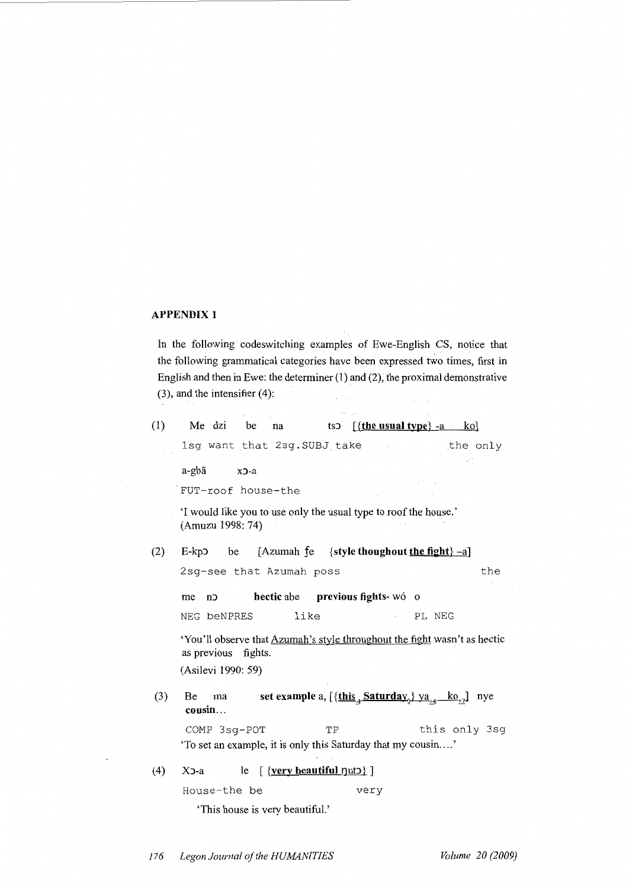## APPENDIX 1

In the following codeswitching examples of Ewe-English CS, notice that the following grammatical categories have been expressed two times, first in English and then in Ewe: the determiner (1) and (2), the proximal demonstrative (3), and the intensifier (4):

(1) Me dzi be na tsɔ [{**the usual type**} -a ko]

1sg want that 2sg.SUBJ take the only

a-gbã xɔ-a

FUT-roof house-the

'I would like you to use only the usual type to roof the house.'
(Amuzu 1998: 74)

(2) E-kpɔ be [Azumah ƒe {**style thoughout the fight**} –a]

2sg-see that Azumah poss the

me nɔ **hectic** abe **previous fights**- wó o

NEG beNPRES like PL NEG

'You'll observe that Azumah's style throughout the fight wasn't as hectic as previous fights.
(Asilevi 1990: 59)

(3) Be ma **set example** a, [{**this**$_{+4}$ **Saturday**$_{0}$} ya$_{+4}$ ko$_{+7}$] nye **cousin**…

COMP 3sg-POT TP this only 3sg

'To set an example, it is only this Saturday that my cousin….'

(4) Xɔ-a le [ {**very beautiful** ŋutɔ} ]

House-the be very

'This house is very beautiful.'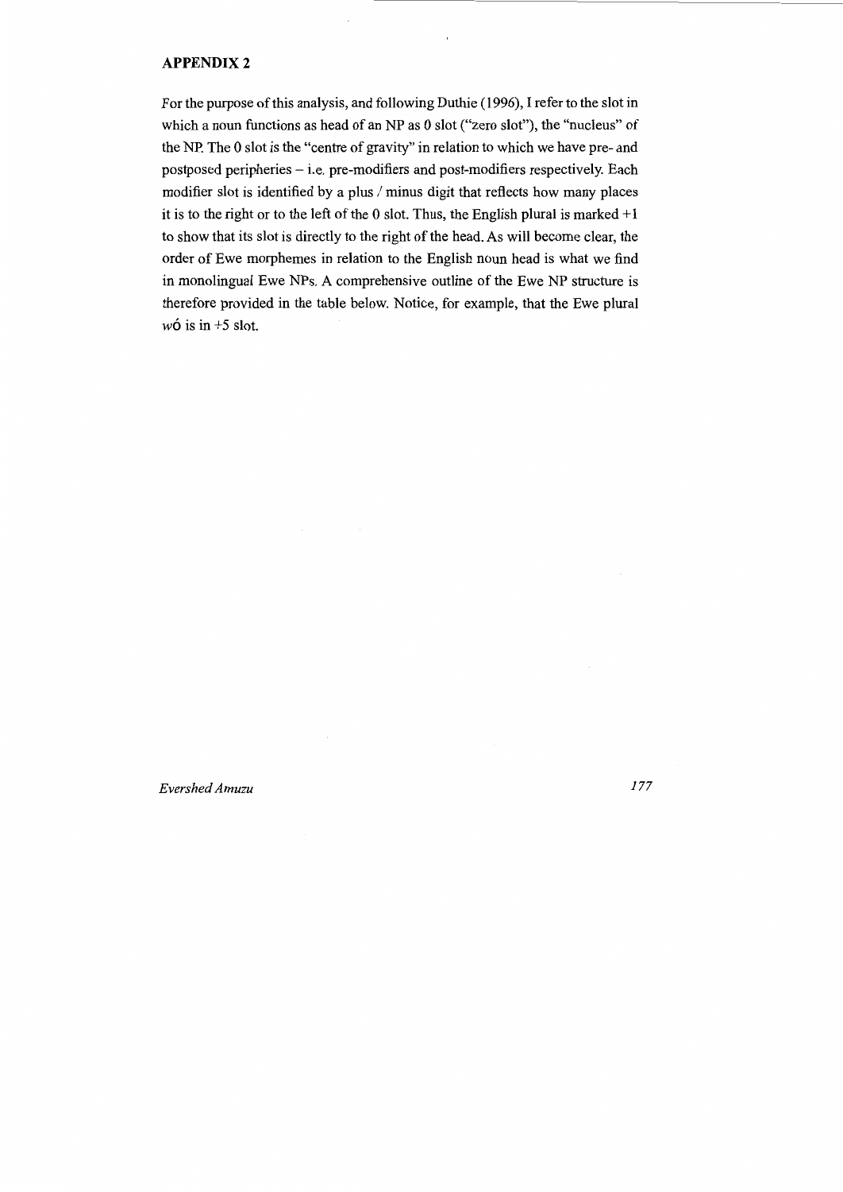## APPENDIX 2

For the purpose of this analysis, and following Duthie (1996), I refer to the slot in which a noun functions as head of an NP as 0 slot ("zero slot"), the "nucleus" of the NP. The 0 slot is the "centre of gravity" in relation to which we have pre- and postposed peripheries – i.e. pre-modifiers and post-modifiers respectively. Each modifier slot is identified by a plus / minus digit that reflects how many places it is to the right or to the left of the 0 slot. Thus, the English plural is marked +1 to show that its slot is directly to the right of the head. As will become clear, the order of Ewe morphemes in relation to the English noun head is what we find in monolingual Ewe NPs. A comprehensive outline of the Ewe NP structure is therefore provided in the table below. Notice, for example, that the Ewe plural *wó* is in +5 slot.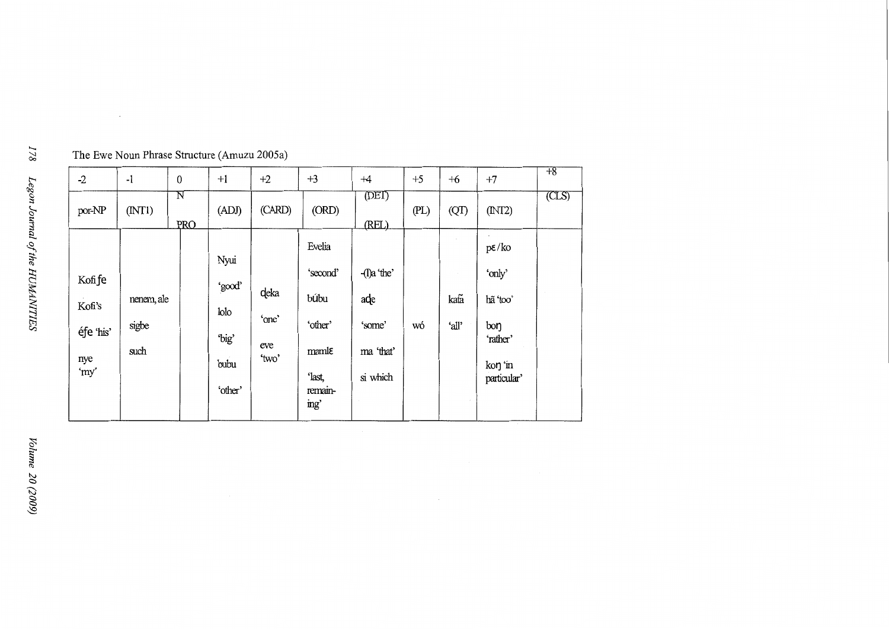The Ewe Noun Phrase Structure (Amuzu 2005a)

| -2 | -1 | 0 | +1 | +2 | +3 | +4 | +5 | +6 | +7 | +8 |
|---|---|---|---|---|---|---|---|---|---|---|
| por-NP | (INT1) | N<br>PRO | (ADJ) | (CARD) | (ORD) | (DET)<br>(REL) | (PL) | (QT) | (INT2) | (CLS) |
| Kofi fe<br>Kofi's<br>éfe 'his'<br>nye 'my' | nenem, ale<br>sigbe<br>such | | Nyui<br>'good'<br>lolo<br>'big'<br>bubu<br>'other' | ɖeka<br>'one'<br>eve<br>'two' | Evelia<br>'second'<br>búbu<br>'other'<br>mamlɛ<br>'last, remaining' | -(l)a 'the'<br>aɖe<br>'some'<br>ma 'that'<br>si which | wó | katã<br>'all' | pɛ/ko<br>'only'<br>hã 'too'<br>boŋ<br>'rather'<br>koŋ 'in particular' | |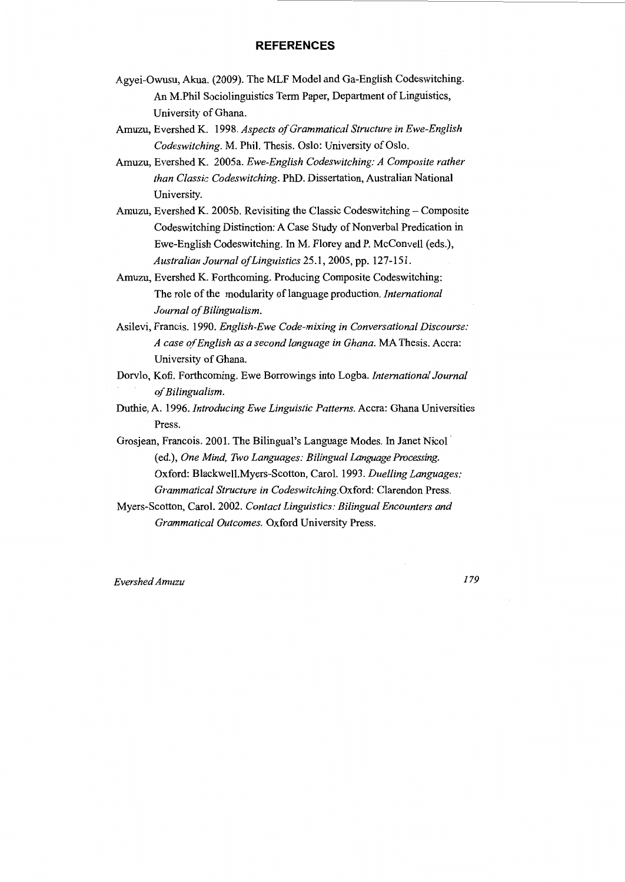## REFERENCES

Agyei-Owusu, Akua. (2009). The MLF Model and Ga-English Codeswitching. An M.Phil Sociolinguistics Term Paper, Department of Linguistics, University of Ghana.

Amuzu, Evershed K. 1998. *Aspects of Grammatical Structure in Ewe-English Codeswitching*. M. Phil. Thesis. Oslo: University of Oslo.

Amuzu, Evershed K. 2005a. *Ewe-English Codeswitching: A Composite rather than Classic Codeswitching*. PhD. Dissertation, Australian National University.

Amuzu, Evershed K. 2005b. Revisiting the Classic Codeswitching – Composite Codeswitching Distinction: A Case Study of Nonverbal Predication in Ewe-English Codeswitching. In M. Florey and P. McConvell (eds.), *Australian Journal of Linguistics* 25.1, 2005, pp. 127-151.

Amuzu, Evershed K. Forthcoming. Producing Composite Codeswitching: The role of the modularity of language production. *International Journal of Bilingualism*.

Asilevi, Francis. 1990. *English-Ewe Code-mixing in Conversational Discourse: A case of English as a second language in Ghana*. MA Thesis. Accra: University of Ghana.

Dorvlo, Kofi. Forthcoming. Ewe Borrowings into Logba. *International Journal of Bilingualism*.

Duthie, A. 1996. *Introducing Ewe Linguistic Patterns*. Accra: Ghana Universities Press.

Grosjean, Francois. 2001. The Bilingual's Language Modes. In Janet Nicol (ed.), *One Mind, Two Languages: Bilingual Language Processing*. Oxford: Blackwell.Myers-Scotton, Carol. 1993. *Duelling Languages: Grammatical Structure in Codeswitching*.Oxford: Clarendon Press.

Myers-Scotton, Carol. 2002. *Contact Linguistics: Bilingual Encounters and Grammatical Outcomes*. Oxford University Press.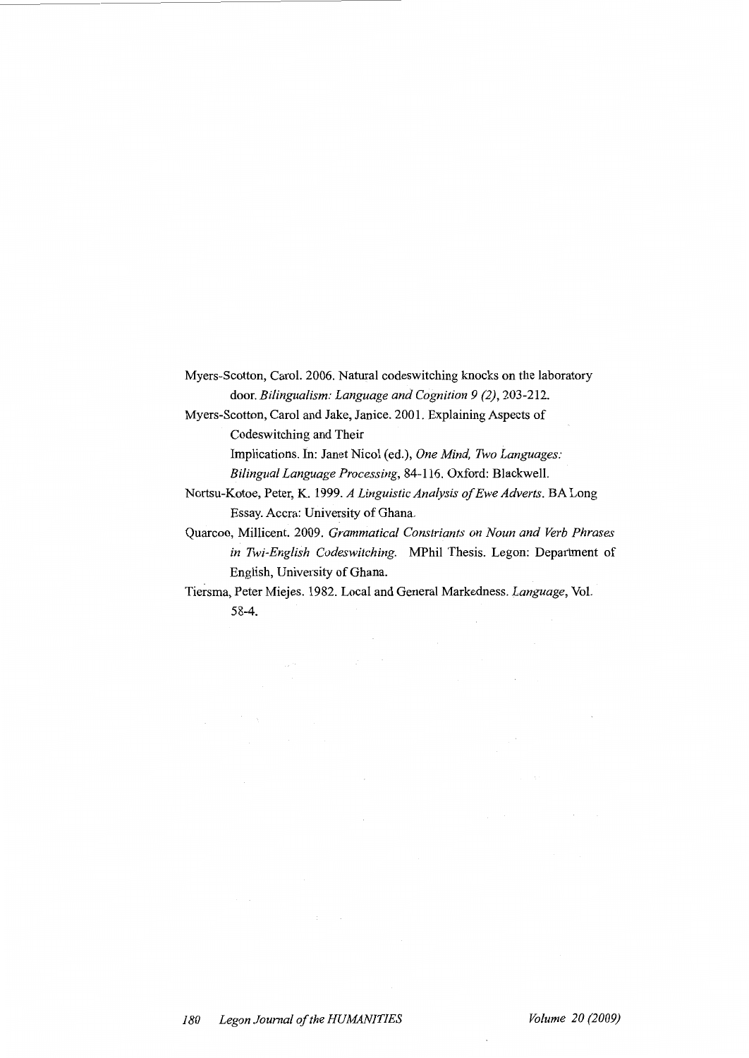Myers-Scotton, Carol. 2006. Natural codeswitching knocks on the laboratory door. *Bilingualism: Language and Cognition 9 (2)*, 203-212.

Myers-Scotton, Carol and Jake, Janice. 2001. Explaining Aspects of Codeswitching and Their Implications. In: Janet Nicol (ed.), *One Mind, Two Languages: Bilingual Language Processing*, 84-116. Oxford: Blackwell.

Nortsu-Kotoe, Peter, K. 1999. *A Linguistic Analysis of Ewe Adverts*. BA Long Essay. Accra: University of Ghana.

Quarcoo, Millicent. 2009. *Grammatical Constriants on Noun and Verb Phrases in Twi-English Codeswitching.* MPhil Thesis. Legon: Department of English, University of Ghana.

Tiersma, Peter Miejes. 1982. Local and General Markedness. *Language*, Vol. 58-4.